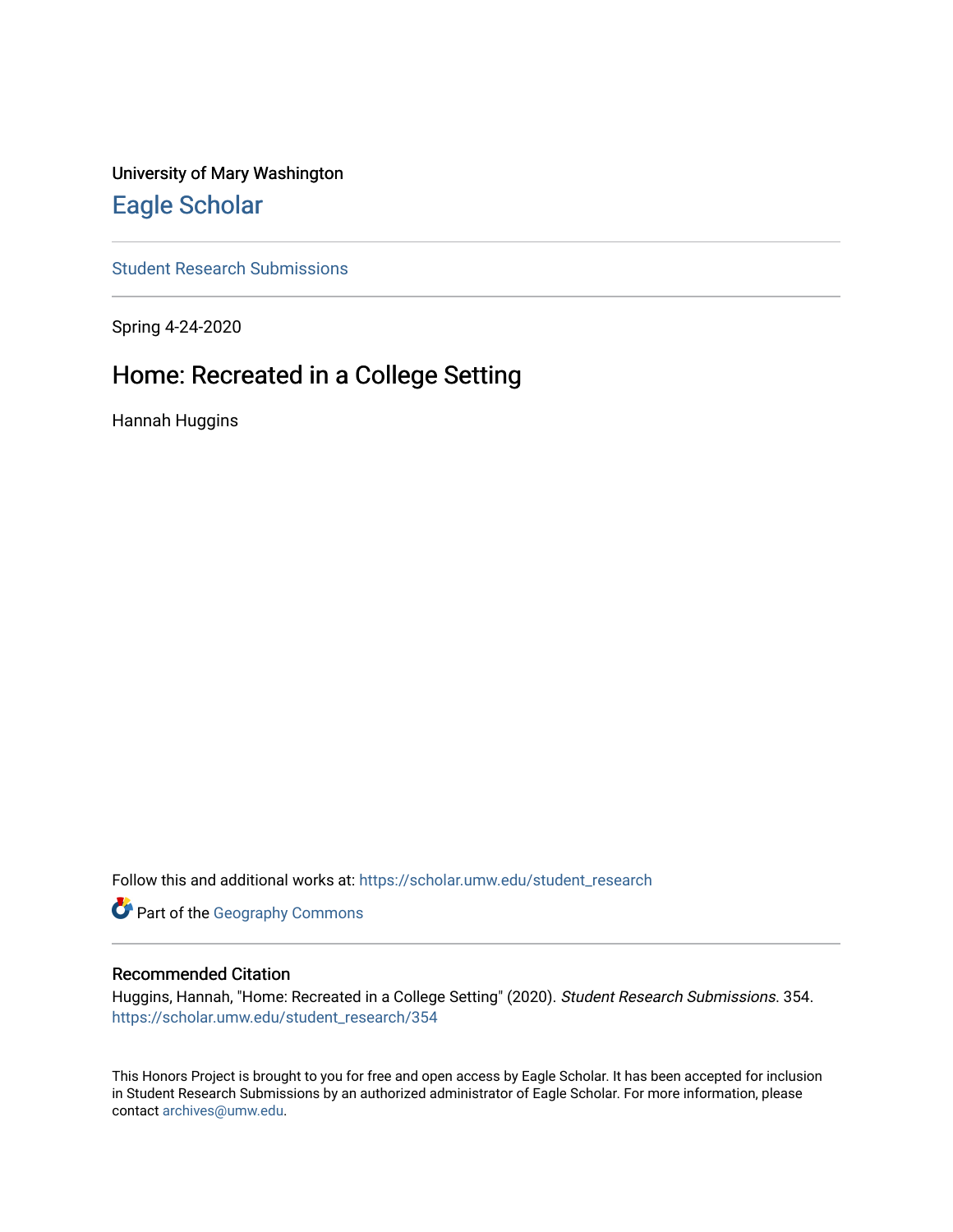University of Mary Washington

# Eagle Scholar

Student Research Submissions

Spring 4-24-2020

## Home: Recreated in a College Setting

Hannah Huggins

Follow this and additional works at: https://scholar.umw.edu/student_research

Part of the Geography Commons

### Recommended Citation

Huggins, Hannah, "Home: Recreated in a College Setting" (2020). *Student Research Submissions*. 354.
https://scholar.umw.edu/student_research/354

This Honors Project is brought to you for free and open access by Eagle Scholar. It has been accepted for inclusion in Student Research Submissions by an authorized administrator of Eagle Scholar. For more information, please contact archives@umw.edu.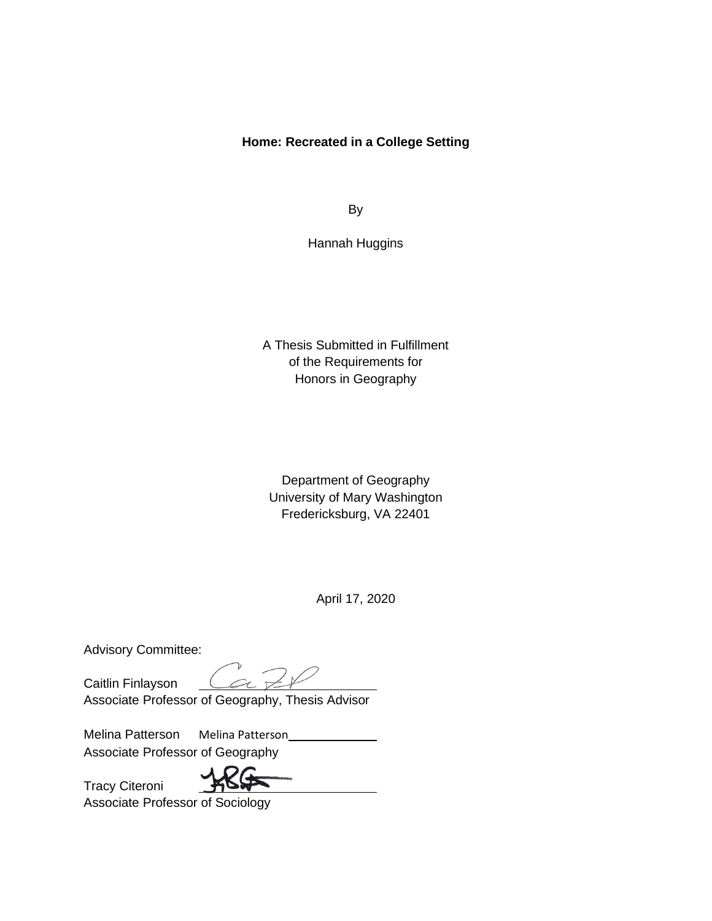**Home: Recreated in a College Setting**

By

Hannah Huggins

A Thesis Submitted in Fulfillment
of the Requirements for
Honors in Geography

Department of Geography
University of Mary Washington
Fredericksburg, VA 22401

April 17, 2020

Advisory Committee:

Caitlin Finlayson \_\_\_\_\_\_\_\_\_\_\_\_\_\_\_\_\_\_\_\_
Associate Professor of Geography, Thesis Advisor

Melina Patterson Melina Patterson\_\_\_\_\_\_\_\_\_\_\_\_\_\_
Associate Professor of Geography

Tracy Citeroni \_\_\_\_\_\_\_\_\_\_\_\_\_\_\_\_\_\_\_\_
Associate Professor of Sociology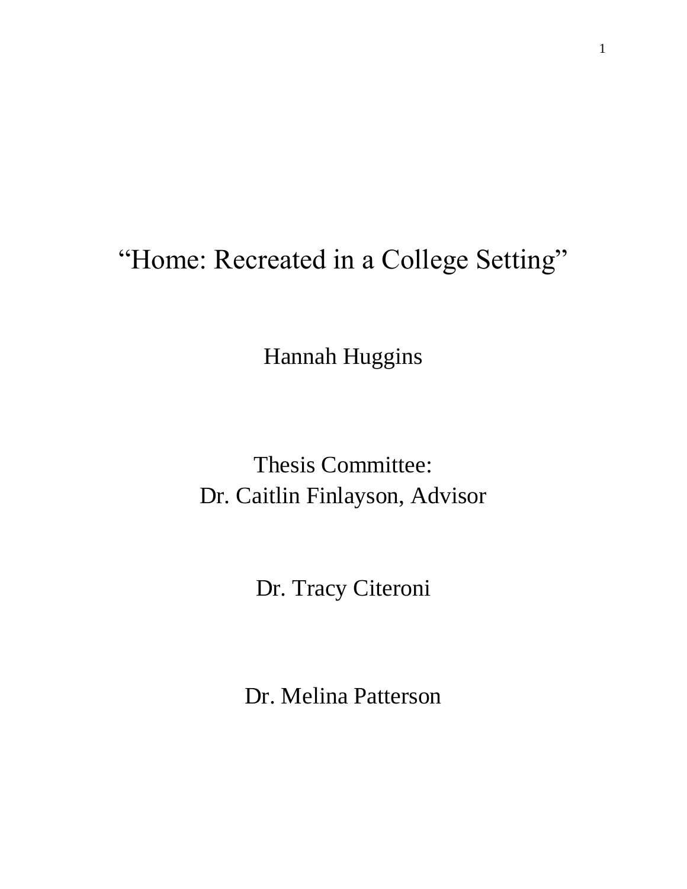# "Home: Recreated in a College Setting"

Hannah Huggins

Thesis Committee:
Dr. Caitlin Finlayson, Advisor

Dr. Tracy Citeroni

Dr. Melina Patterson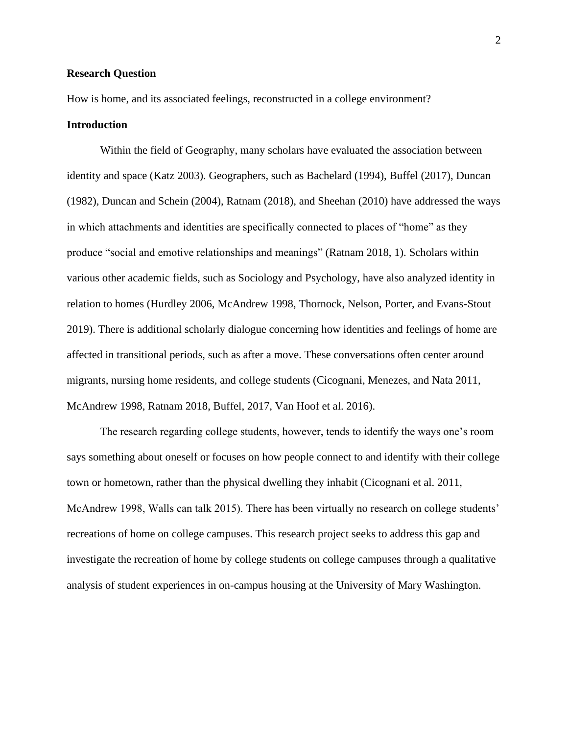**Research Question**

How is home, and its associated feelings, reconstructed in a college environment?

**Introduction**

Within the field of Geography, many scholars have evaluated the association between identity and space (Katz 2003). Geographers, such as Bachelard (1994), Buffel (2017), Duncan (1982), Duncan and Schein (2004), Ratnam (2018), and Sheehan (2010) have addressed the ways in which attachments and identities are specifically connected to places of "home" as they produce "social and emotive relationships and meanings" (Ratnam 2018, 1). Scholars within various other academic fields, such as Sociology and Psychology, have also analyzed identity in relation to homes (Hurdley 2006, McAndrew 1998, Thornock, Nelson, Porter, and Evans-Stout 2019). There is additional scholarly dialogue concerning how identities and feelings of home are affected in transitional periods, such as after a move. These conversations often center around migrants, nursing home residents, and college students (Cicognani, Menezes, and Nata 2011, McAndrew 1998, Ratnam 2018, Buffel, 2017, Van Hoof et al. 2016).

The research regarding college students, however, tends to identify the ways one's room says something about oneself or focuses on how people connect to and identify with their college town or hometown, rather than the physical dwelling they inhabit (Cicognani et al. 2011, McAndrew 1998, Walls can talk 2015). There has been virtually no research on college students' recreations of home on college campuses. This research project seeks to address this gap and investigate the recreation of home by college students on college campuses through a qualitative analysis of student experiences in on-campus housing at the University of Mary Washington.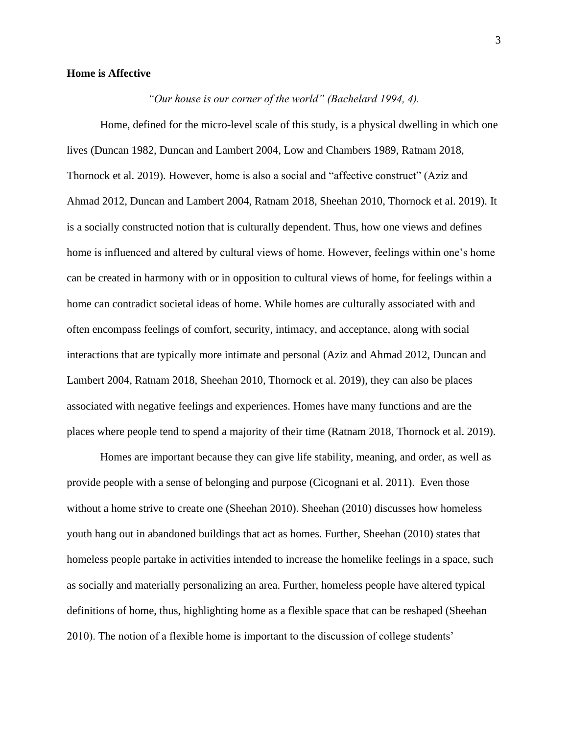**Home is Affective**

*"Our house is our corner of the world" (Bachelard 1994, 4).*

Home, defined for the micro-level scale of this study, is a physical dwelling in which one lives (Duncan 1982, Duncan and Lambert 2004, Low and Chambers 1989, Ratnam 2018, Thornock et al. 2019). However, home is also a social and "affective construct" (Aziz and Ahmad 2012, Duncan and Lambert 2004, Ratnam 2018, Sheehan 2010, Thornock et al. 2019). It is a socially constructed notion that is culturally dependent. Thus, how one views and defines home is influenced and altered by cultural views of home. However, feelings within one's home can be created in harmony with or in opposition to cultural views of home, for feelings within a home can contradict societal ideas of home. While homes are culturally associated with and often encompass feelings of comfort, security, intimacy, and acceptance, along with social interactions that are typically more intimate and personal (Aziz and Ahmad 2012, Duncan and Lambert 2004, Ratnam 2018, Sheehan 2010, Thornock et al. 2019), they can also be places associated with negative feelings and experiences. Homes have many functions and are the places where people tend to spend a majority of their time (Ratnam 2018, Thornock et al. 2019).

Homes are important because they can give life stability, meaning, and order, as well as provide people with a sense of belonging and purpose (Cicognani et al. 2011). Even those without a home strive to create one (Sheehan 2010). Sheehan (2010) discusses how homeless youth hang out in abandoned buildings that act as homes. Further, Sheehan (2010) states that homeless people partake in activities intended to increase the homelike feelings in a space, such as socially and materially personalizing an area. Further, homeless people have altered typical definitions of home, thus, highlighting home as a flexible space that can be reshaped (Sheehan 2010). The notion of a flexible home is important to the discussion of college students'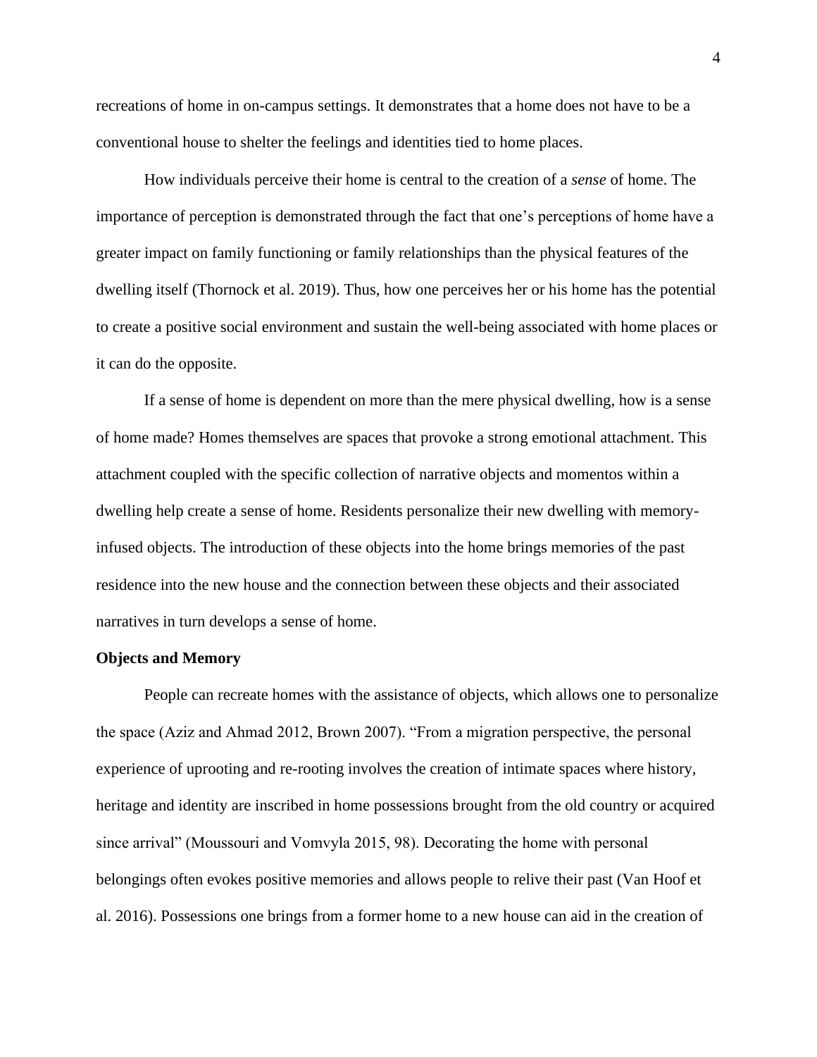recreations of home in on-campus settings. It demonstrates that a home does not have to be a conventional house to shelter the feelings and identities tied to home places.

How individuals perceive their home is central to the creation of a *sense* of home. The importance of perception is demonstrated through the fact that one's perceptions of home have a greater impact on family functioning or family relationships than the physical features of the dwelling itself (Thornock et al. 2019). Thus, how one perceives her or his home has the potential to create a positive social environment and sustain the well-being associated with home places or it can do the opposite.

If a sense of home is dependent on more than the mere physical dwelling, how is a sense of home made? Homes themselves are spaces that provoke a strong emotional attachment. This attachment coupled with the specific collection of narrative objects and momentos within a dwelling help create a sense of home. Residents personalize their new dwelling with memory-infused objects. The introduction of these objects into the home brings memories of the past residence into the new house and the connection between these objects and their associated narratives in turn develops a sense of home.

**Objects and Memory**

People can recreate homes with the assistance of objects, which allows one to personalize the space (Aziz and Ahmad 2012, Brown 2007). "From a migration perspective, the personal experience of uprooting and re-rooting involves the creation of intimate spaces where history, heritage and identity are inscribed in home possessions brought from the old country or acquired since arrival" (Moussouri and Vomvyla 2015, 98). Decorating the home with personal belongings often evokes positive memories and allows people to relive their past (Van Hoof et al. 2016). Possessions one brings from a former home to a new house can aid in the creation of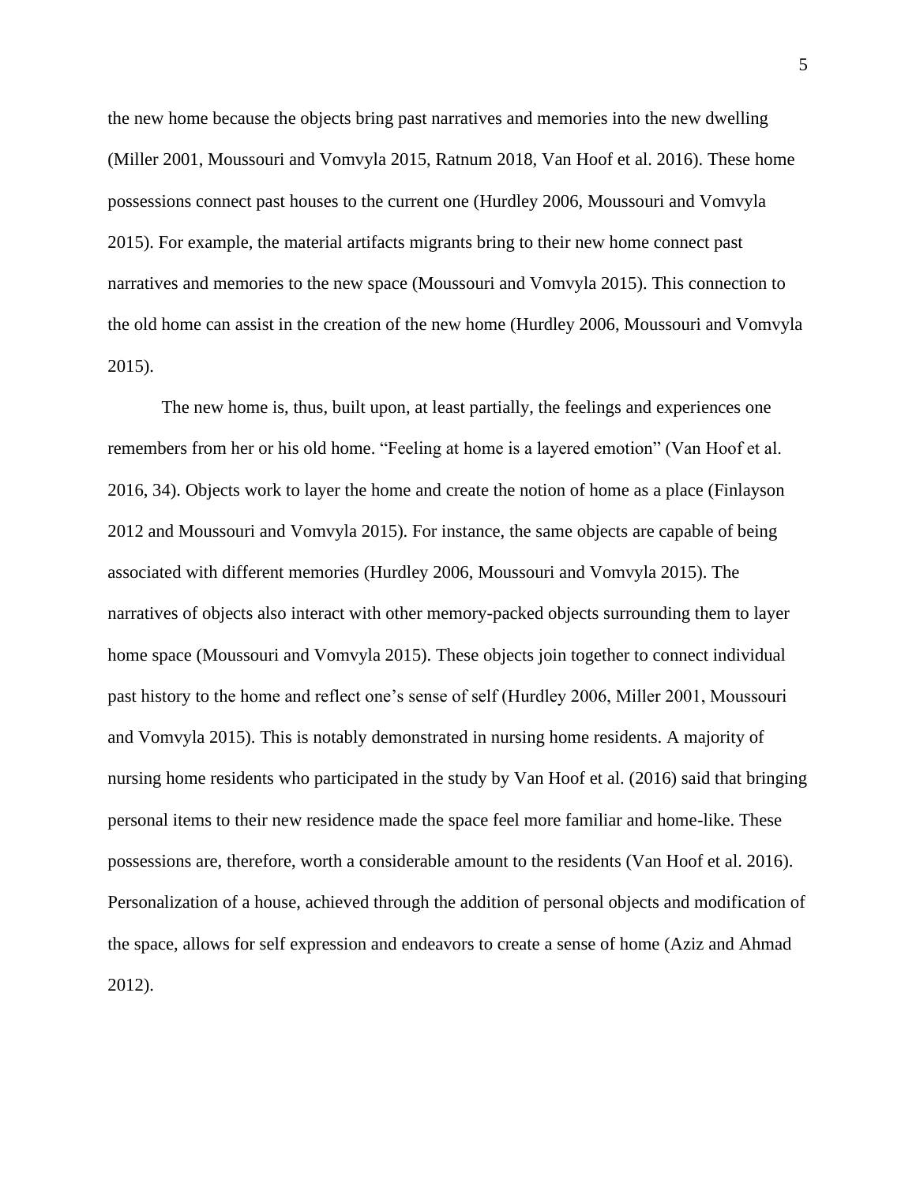the new home because the objects bring past narratives and memories into the new dwelling (Miller 2001, Moussouri and Vomvyla 2015, Ratnum 2018, Van Hoof et al. 2016). These home possessions connect past houses to the current one (Hurdley 2006, Moussouri and Vomvyla 2015). For example, the material artifacts migrants bring to their new home connect past narratives and memories to the new space (Moussouri and Vomvyla 2015). This connection to the old home can assist in the creation of the new home (Hurdley 2006, Moussouri and Vomvyla 2015).

The new home is, thus, built upon, at least partially, the feelings and experiences one remembers from her or his old home. "Feeling at home is a layered emotion" (Van Hoof et al. 2016, 34). Objects work to layer the home and create the notion of home as a place (Finlayson 2012 and Moussouri and Vomvyla 2015). For instance, the same objects are capable of being associated with different memories (Hurdley 2006, Moussouri and Vomvyla 2015). The narratives of objects also interact with other memory-packed objects surrounding them to layer home space (Moussouri and Vomvyla 2015). These objects join together to connect individual past history to the home and reflect one's sense of self (Hurdley 2006, Miller 2001, Moussouri and Vomvyla 2015). This is notably demonstrated in nursing home residents. A majority of nursing home residents who participated in the study by Van Hoof et al. (2016) said that bringing personal items to their new residence made the space feel more familiar and home-like. These possessions are, therefore, worth a considerable amount to the residents (Van Hoof et al. 2016). Personalization of a house, achieved through the addition of personal objects and modification of the space, allows for self expression and endeavors to create a sense of home (Aziz and Ahmad 2012).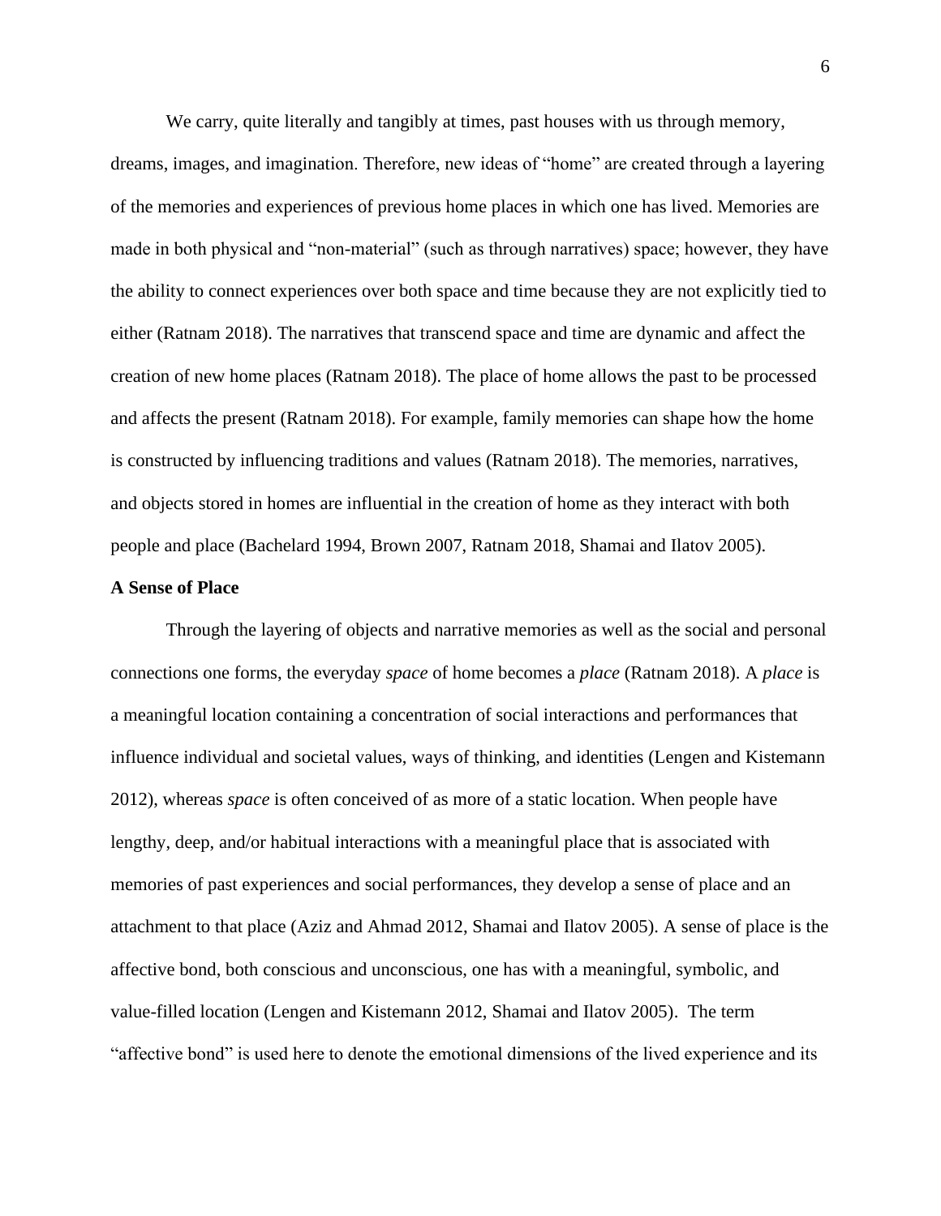We carry, quite literally and tangibly at times, past houses with us through memory, dreams, images, and imagination. Therefore, new ideas of "home" are created through a layering of the memories and experiences of previous home places in which one has lived. Memories are made in both physical and "non-material" (such as through narratives) space; however, they have the ability to connect experiences over both space and time because they are not explicitly tied to either (Ratnam 2018). The narratives that transcend space and time are dynamic and affect the creation of new home places (Ratnam 2018). The place of home allows the past to be processed and affects the present (Ratnam 2018). For example, family memories can shape how the home is constructed by influencing traditions and values (Ratnam 2018). The memories, narratives, and objects stored in homes are influential in the creation of home as they interact with both people and place (Bachelard 1994, Brown 2007, Ratnam 2018, Shamai and Ilatov 2005).

**A Sense of Place**

Through the layering of objects and narrative memories as well as the social and personal connections one forms, the everyday *space* of home becomes a *place* (Ratnam 2018). A *place* is a meaningful location containing a concentration of social interactions and performances that influence individual and societal values, ways of thinking, and identities (Lengen and Kistemann 2012), whereas *space* is often conceived of as more of a static location. When people have lengthy, deep, and/or habitual interactions with a meaningful place that is associated with memories of past experiences and social performances, they develop a sense of place and an attachment to that place (Aziz and Ahmad 2012, Shamai and Ilatov 2005). A sense of place is the affective bond, both conscious and unconscious, one has with a meaningful, symbolic, and value-filled location (Lengen and Kistemann 2012, Shamai and Ilatov 2005). The term "affective bond" is used here to denote the emotional dimensions of the lived experience and its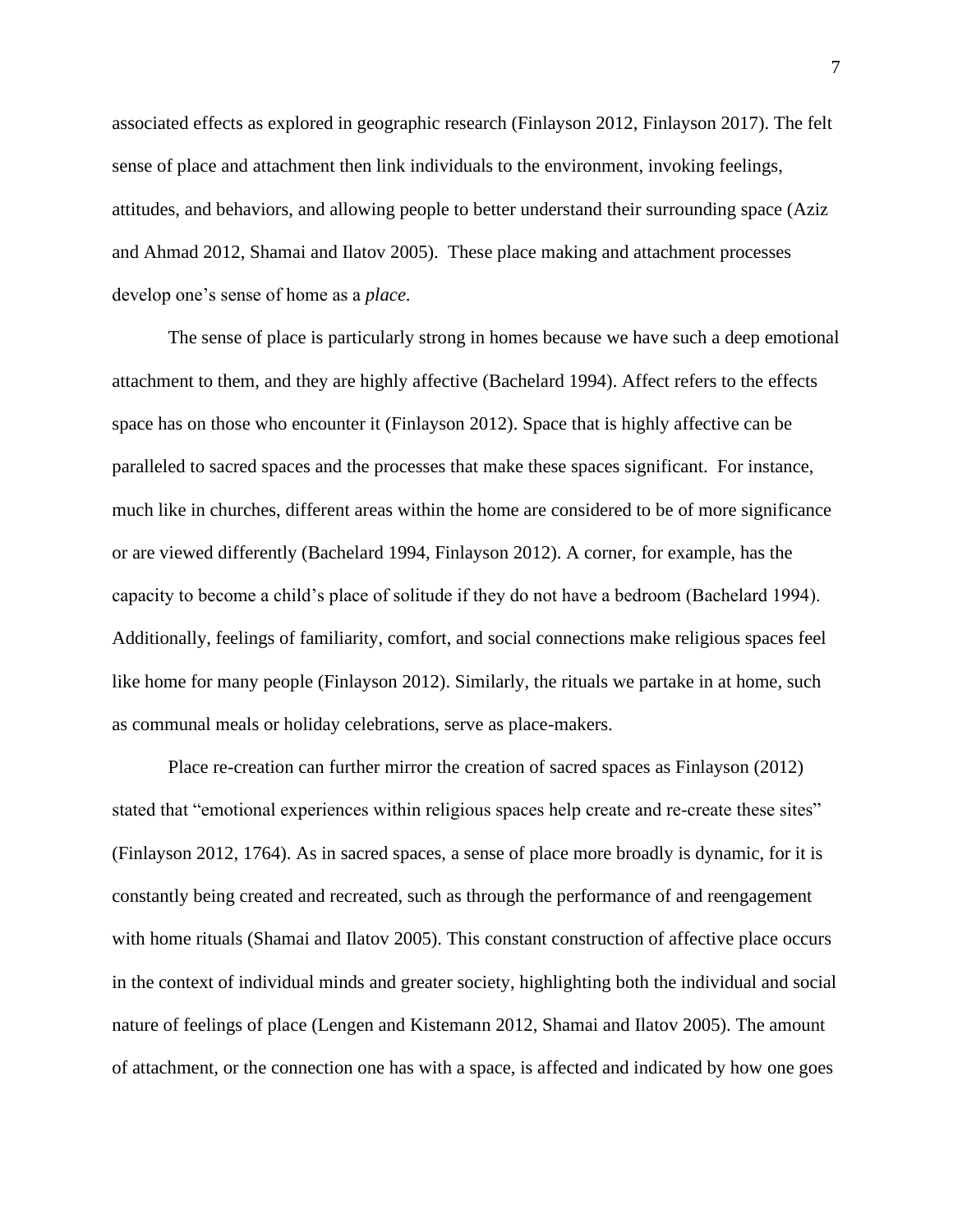associated effects as explored in geographic research (Finlayson 2012, Finlayson 2017). The felt sense of place and attachment then link individuals to the environment, invoking feelings, attitudes, and behaviors, and allowing people to better understand their surrounding space (Aziz and Ahmad 2012, Shamai and Ilatov 2005). These place making and attachment processes develop one's sense of home as a *place*.

The sense of place is particularly strong in homes because we have such a deep emotional attachment to them, and they are highly affective (Bachelard 1994). Affect refers to the effects space has on those who encounter it (Finlayson 2012). Space that is highly affective can be paralleled to sacred spaces and the processes that make these spaces significant. For instance, much like in churches, different areas within the home are considered to be of more significance or are viewed differently (Bachelard 1994, Finlayson 2012). A corner, for example, has the capacity to become a child's place of solitude if they do not have a bedroom (Bachelard 1994). Additionally, feelings of familiarity, comfort, and social connections make religious spaces feel like home for many people (Finlayson 2012). Similarly, the rituals we partake in at home, such as communal meals or holiday celebrations, serve as place-makers.

Place re-creation can further mirror the creation of sacred spaces as Finlayson (2012) stated that "emotional experiences within religious spaces help create and re-create these sites" (Finlayson 2012, 1764). As in sacred spaces, a sense of place more broadly is dynamic, for it is constantly being created and recreated, such as through the performance of and reengagement with home rituals (Shamai and Ilatov 2005). This constant construction of affective place occurs in the context of individual minds and greater society, highlighting both the individual and social nature of feelings of place (Lengen and Kistemann 2012, Shamai and Ilatov 2005). The amount of attachment, or the connection one has with a space, is affected and indicated by how one goes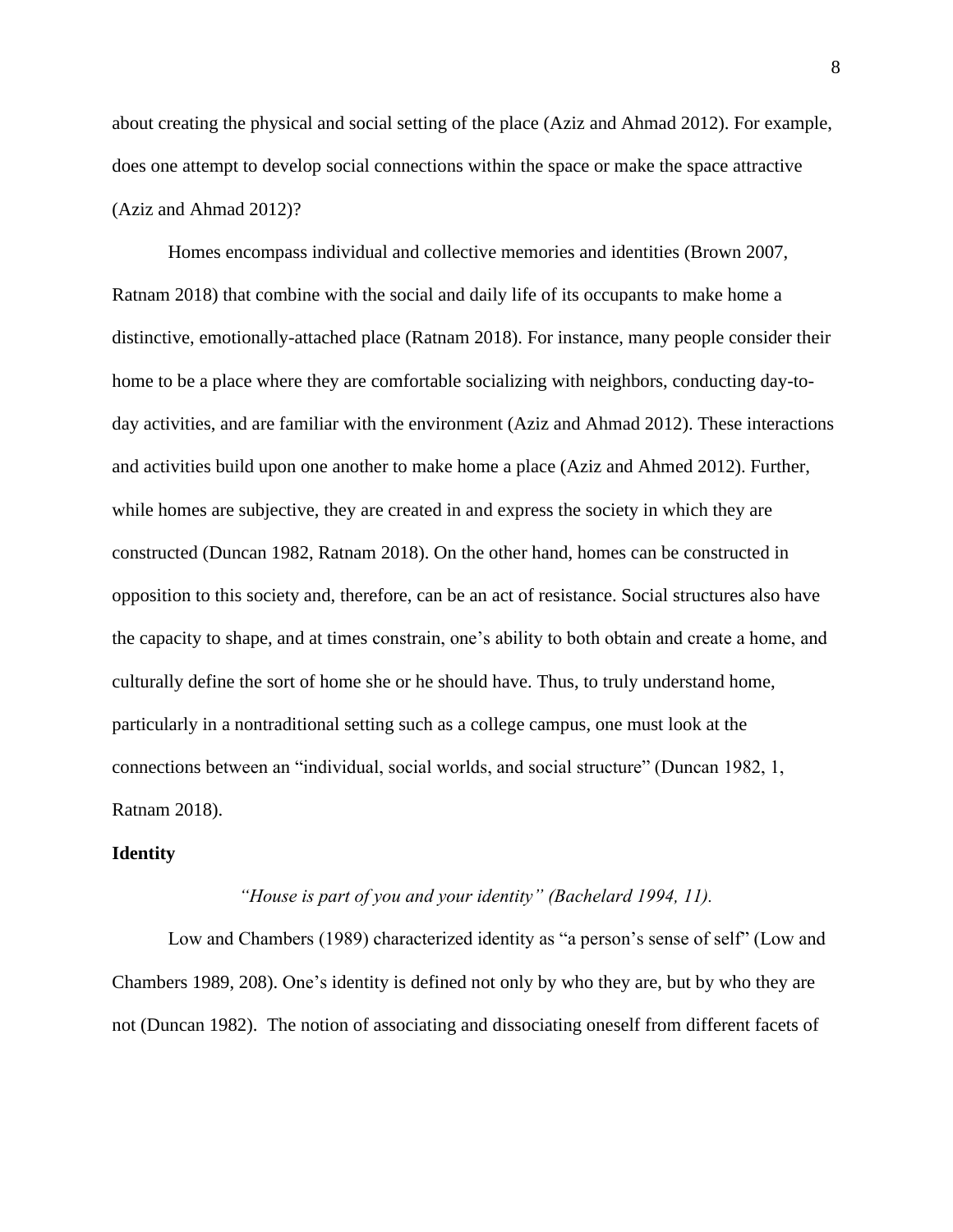about creating the physical and social setting of the place (Aziz and Ahmad 2012). For example, does one attempt to develop social connections within the space or make the space attractive (Aziz and Ahmad 2012)?

Homes encompass individual and collective memories and identities (Brown 2007, Ratnam 2018) that combine with the social and daily life of its occupants to make home a distinctive, emotionally-attached place (Ratnam 2018). For instance, many people consider their home to be a place where they are comfortable socializing with neighbors, conducting day-to-day activities, and are familiar with the environment (Aziz and Ahmad 2012). These interactions and activities build upon one another to make home a place (Aziz and Ahmed 2012). Further, while homes are subjective, they are created in and express the society in which they are constructed (Duncan 1982, Ratnam 2018). On the other hand, homes can be constructed in opposition to this society and, therefore, can be an act of resistance. Social structures also have the capacity to shape, and at times constrain, one's ability to both obtain and create a home, and culturally define the sort of home she or he should have. Thus, to truly understand home, particularly in a nontraditional setting such as a college campus, one must look at the connections between an "individual, social worlds, and social structure" (Duncan 1982, 1, Ratnam 2018).

**Identity**

*"House is part of you and your identity" (Bachelard 1994, 11).*

Low and Chambers (1989) characterized identity as "a person's sense of self" (Low and Chambers 1989, 208). One's identity is defined not only by who they are, but by who they are not (Duncan 1982). The notion of associating and dissociating oneself from different facets of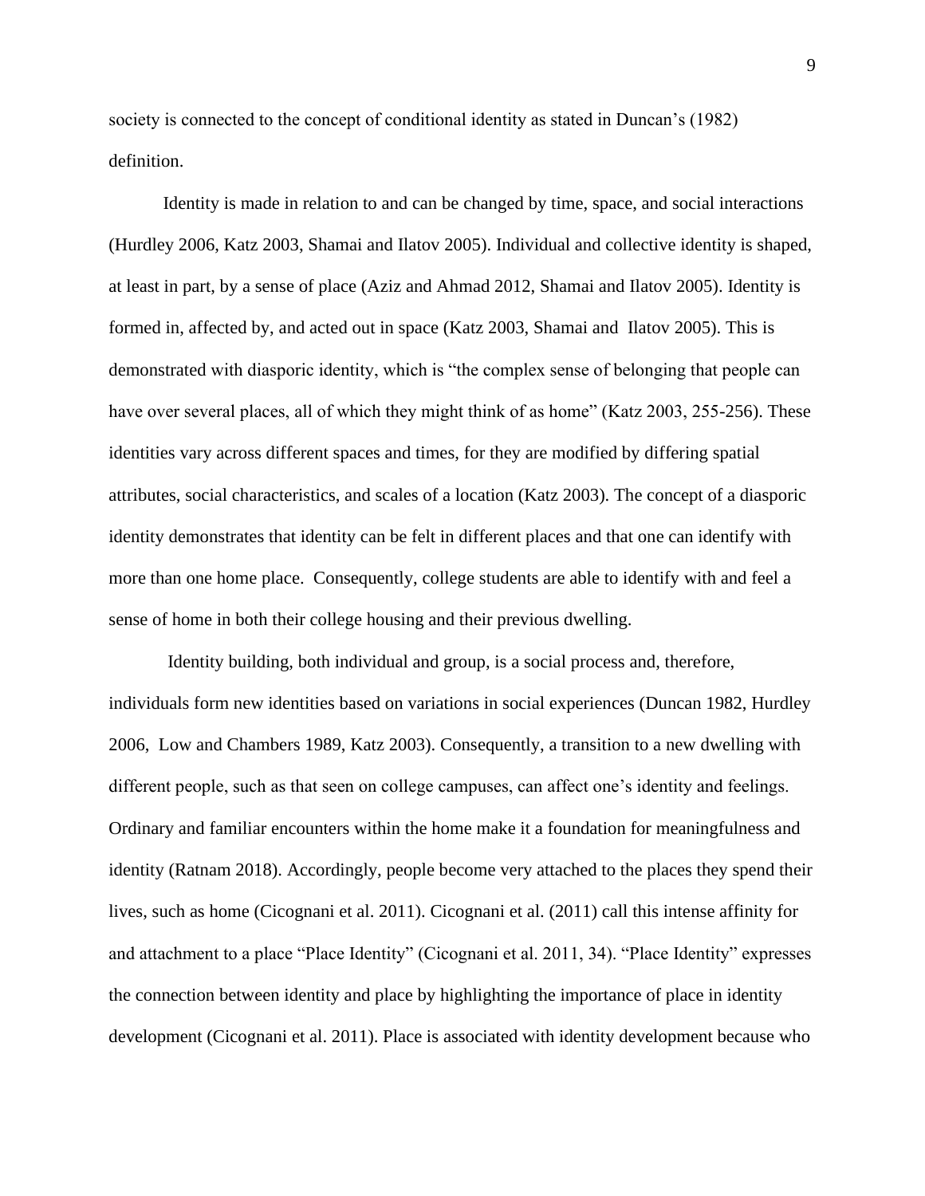society is connected to the concept of conditional identity as stated in Duncan's (1982) definition.

Identity is made in relation to and can be changed by time, space, and social interactions (Hurdley 2006, Katz 2003, Shamai and Ilatov 2005). Individual and collective identity is shaped, at least in part, by a sense of place (Aziz and Ahmad 2012, Shamai and Ilatov 2005). Identity is formed in, affected by, and acted out in space (Katz 2003, Shamai and Ilatov 2005). This is demonstrated with diasporic identity, which is "the complex sense of belonging that people can have over several places, all of which they might think of as home" (Katz 2003, 255-256). These identities vary across different spaces and times, for they are modified by differing spatial attributes, social characteristics, and scales of a location (Katz 2003). The concept of a diasporic identity demonstrates that identity can be felt in different places and that one can identify with more than one home place. Consequently, college students are able to identify with and feel a sense of home in both their college housing and their previous dwelling.

Identity building, both individual and group, is a social process and, therefore, individuals form new identities based on variations in social experiences (Duncan 1982, Hurdley 2006, Low and Chambers 1989, Katz 2003). Consequently, a transition to a new dwelling with different people, such as that seen on college campuses, can affect one's identity and feelings. Ordinary and familiar encounters within the home make it a foundation for meaningfulness and identity (Ratnam 2018). Accordingly, people become very attached to the places they spend their lives, such as home (Cicognani et al. 2011). Cicognani et al. (2011) call this intense affinity for and attachment to a place "Place Identity" (Cicognani et al. 2011, 34). "Place Identity" expresses the connection between identity and place by highlighting the importance of place in identity development (Cicognani et al. 2011). Place is associated with identity development because who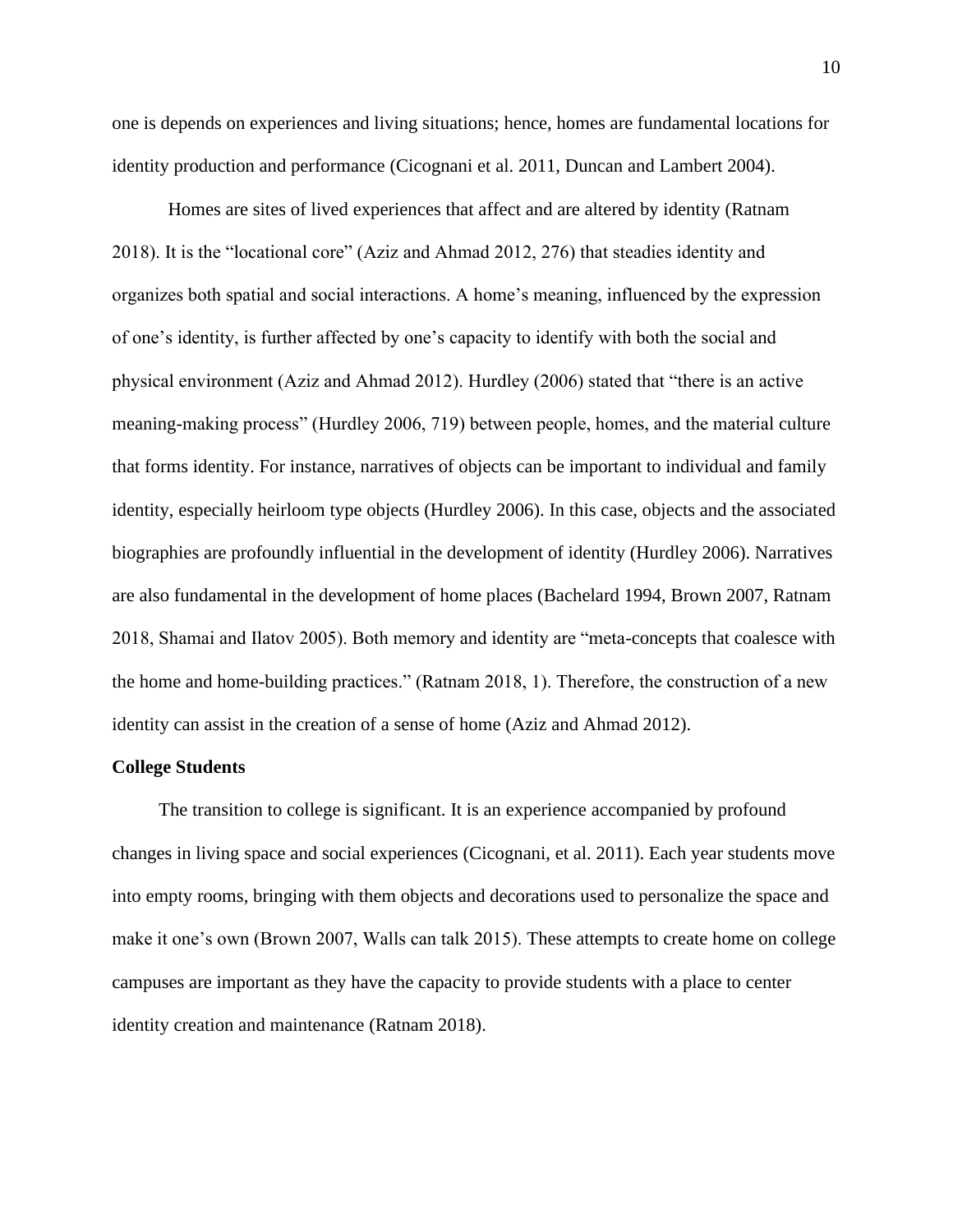one is depends on experiences and living situations; hence, homes are fundamental locations for identity production and performance (Cicognani et al. 2011, Duncan and Lambert 2004).

Homes are sites of lived experiences that affect and are altered by identity (Ratnam 2018). It is the "locational core" (Aziz and Ahmad 2012, 276) that steadies identity and organizes both spatial and social interactions. A home's meaning, influenced by the expression of one's identity, is further affected by one's capacity to identify with both the social and physical environment (Aziz and Ahmad 2012). Hurdley (2006) stated that "there is an active meaning-making process" (Hurdley 2006, 719) between people, homes, and the material culture that forms identity. For instance, narratives of objects can be important to individual and family identity, especially heirloom type objects (Hurdley 2006). In this case, objects and the associated biographies are profoundly influential in the development of identity (Hurdley 2006). Narratives are also fundamental in the development of home places (Bachelard 1994, Brown 2007, Ratnam 2018, Shamai and Ilatov 2005). Both memory and identity are "meta-concepts that coalesce with the home and home-building practices." (Ratnam 2018, 1). Therefore, the construction of a new identity can assist in the creation of a sense of home (Aziz and Ahmad 2012).

**College Students**

The transition to college is significant. It is an experience accompanied by profound changes in living space and social experiences (Cicognani, et al. 2011). Each year students move into empty rooms, bringing with them objects and decorations used to personalize the space and make it one's own (Brown 2007, Walls can talk 2015). These attempts to create home on college campuses are important as they have the capacity to provide students with a place to center identity creation and maintenance (Ratnam 2018).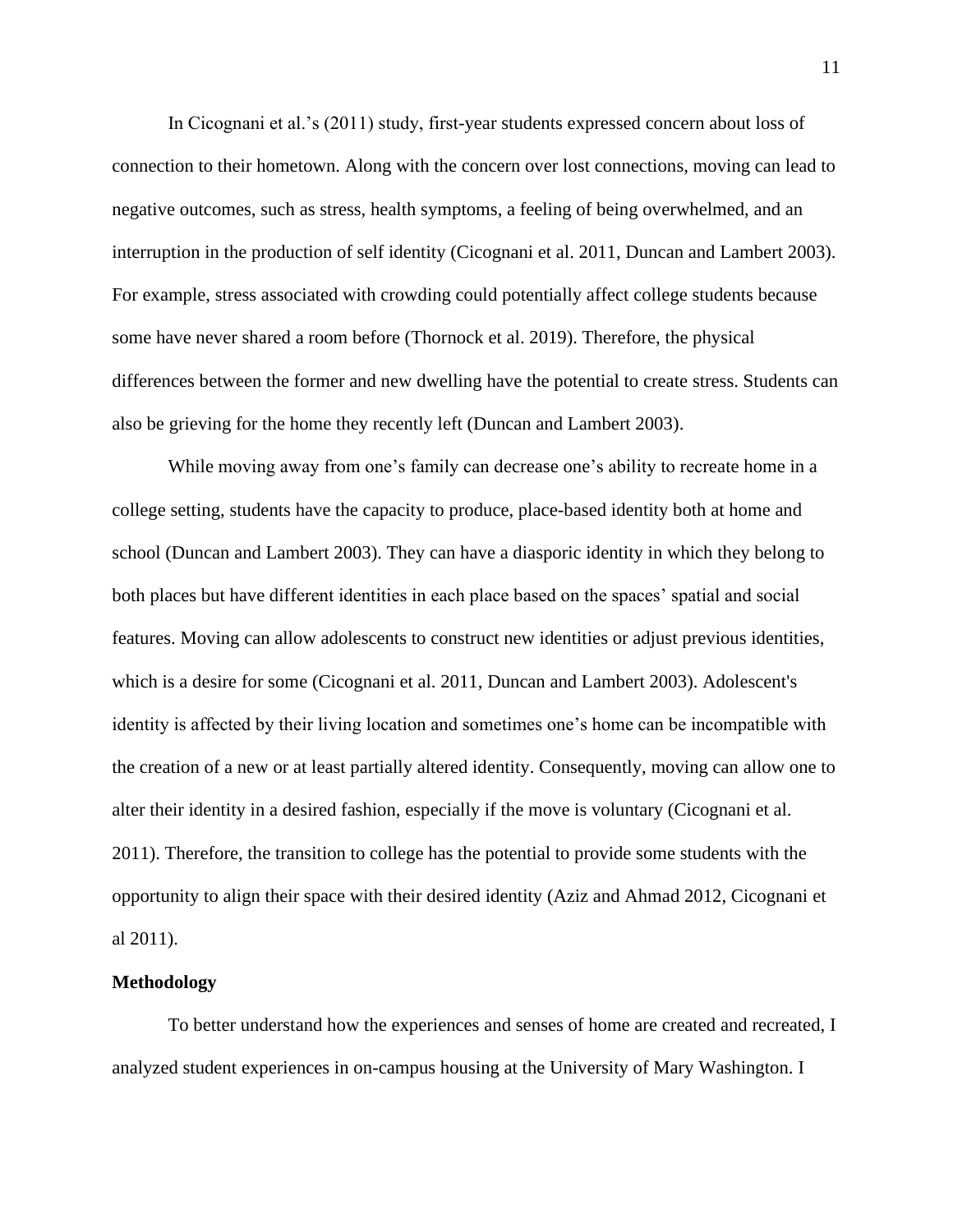In Cicognani et al.'s (2011) study, first-year students expressed concern about loss of connection to their hometown. Along with the concern over lost connections, moving can lead to negative outcomes, such as stress, health symptoms, a feeling of being overwhelmed, and an interruption in the production of self identity (Cicognani et al. 2011, Duncan and Lambert 2003). For example, stress associated with crowding could potentially affect college students because some have never shared a room before (Thornock et al. 2019). Therefore, the physical differences between the former and new dwelling have the potential to create stress. Students can also be grieving for the home they recently left (Duncan and Lambert 2003).

While moving away from one's family can decrease one's ability to recreate home in a college setting, students have the capacity to produce, place-based identity both at home and school (Duncan and Lambert 2003). They can have a diasporic identity in which they belong to both places but have different identities in each place based on the spaces' spatial and social features. Moving can allow adolescents to construct new identities or adjust previous identities, which is a desire for some (Cicognani et al. 2011, Duncan and Lambert 2003). Adolescent's identity is affected by their living location and sometimes one's home can be incompatible with the creation of a new or at least partially altered identity. Consequently, moving can allow one to alter their identity in a desired fashion, especially if the move is voluntary (Cicognani et al. 2011). Therefore, the transition to college has the potential to provide some students with the opportunity to align their space with their desired identity (Aziz and Ahmad 2012, Cicognani et al 2011).

**Methodology**

To better understand how the experiences and senses of home are created and recreated, I analyzed student experiences in on-campus housing at the University of Mary Washington. I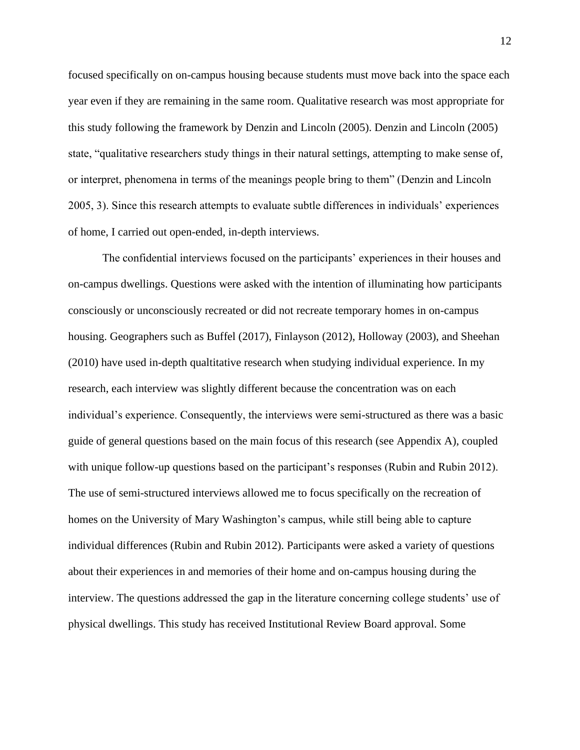focused specifically on on-campus housing because students must move back into the space each year even if they are remaining in the same room. Qualitative research was most appropriate for this study following the framework by Denzin and Lincoln (2005). Denzin and Lincoln (2005) state, "qualitative researchers study things in their natural settings, attempting to make sense of, or interpret, phenomena in terms of the meanings people bring to them" (Denzin and Lincoln 2005, 3). Since this research attempts to evaluate subtle differences in individuals' experiences of home, I carried out open-ended, in-depth interviews.

The confidential interviews focused on the participants' experiences in their houses and on-campus dwellings. Questions were asked with the intention of illuminating how participants consciously or unconsciously recreated or did not recreate temporary homes in on-campus housing. Geographers such as Buffel (2017), Finlayson (2012), Holloway (2003), and Sheehan (2010) have used in-depth qualtitative research when studying individual experience. In my research, each interview was slightly different because the concentration was on each individual's experience. Consequently, the interviews were semi-structured as there was a basic guide of general questions based on the main focus of this research (see Appendix A), coupled with unique follow-up questions based on the participant's responses (Rubin and Rubin 2012). The use of semi-structured interviews allowed me to focus specifically on the recreation of homes on the University of Mary Washington's campus, while still being able to capture individual differences (Rubin and Rubin 2012). Participants were asked a variety of questions about their experiences in and memories of their home and on-campus housing during the interview. The questions addressed the gap in the literature concerning college students' use of physical dwellings. This study has received Institutional Review Board approval. Some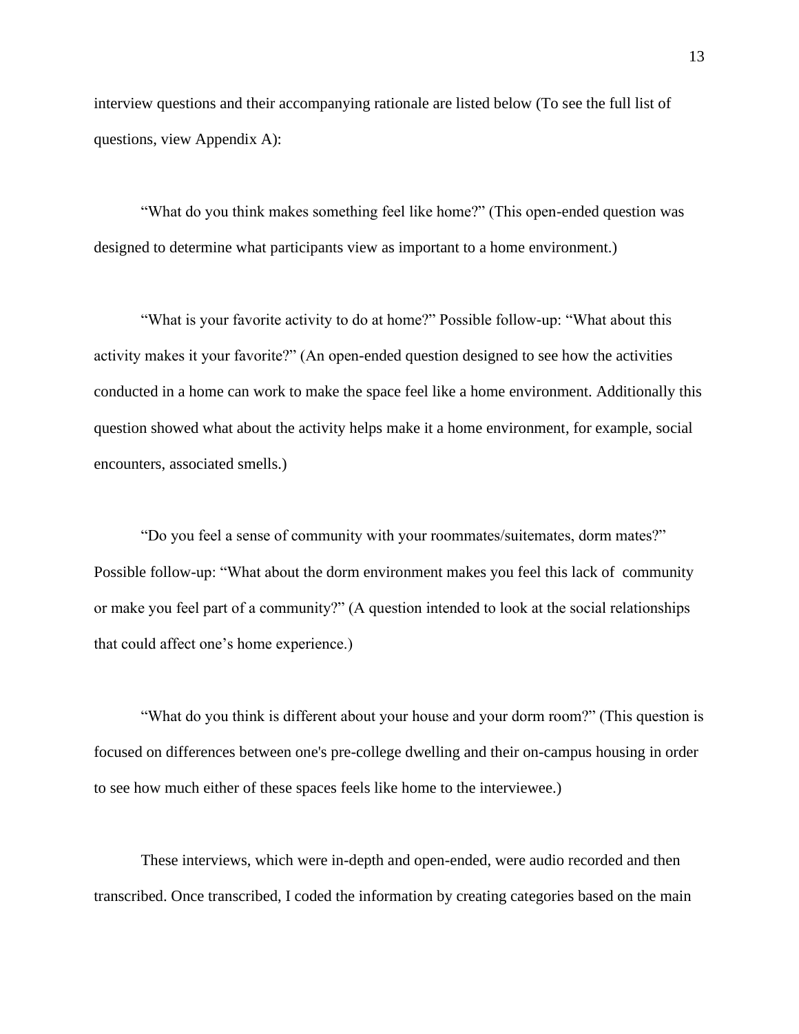interview questions and their accompanying rationale are listed below (To see the full list of questions, view Appendix A):

“What do you think makes something feel like home?” (This open-ended question was designed to determine what participants view as important to a home environment.)

“What is your favorite activity to do at home?” Possible follow-up: “What about this activity makes it your favorite?” (An open-ended question designed to see how the activities conducted in a home can work to make the space feel like a home environment. Additionally this question showed what about the activity helps make it a home environment, for example, social encounters, associated smells.)

“Do you feel a sense of community with your roommates/suitemates, dorm mates?” Possible follow-up: “What about the dorm environment makes you feel this lack of community or make you feel part of a community?” (A question intended to look at the social relationships that could affect one’s home experience.)

“What do you think is different about your house and your dorm room?” (This question is focused on differences between one's pre-college dwelling and their on-campus housing in order to see how much either of these spaces feels like home to the interviewee.)

These interviews, which were in-depth and open-ended, were audio recorded and then transcribed. Once transcribed, I coded the information by creating categories based on the main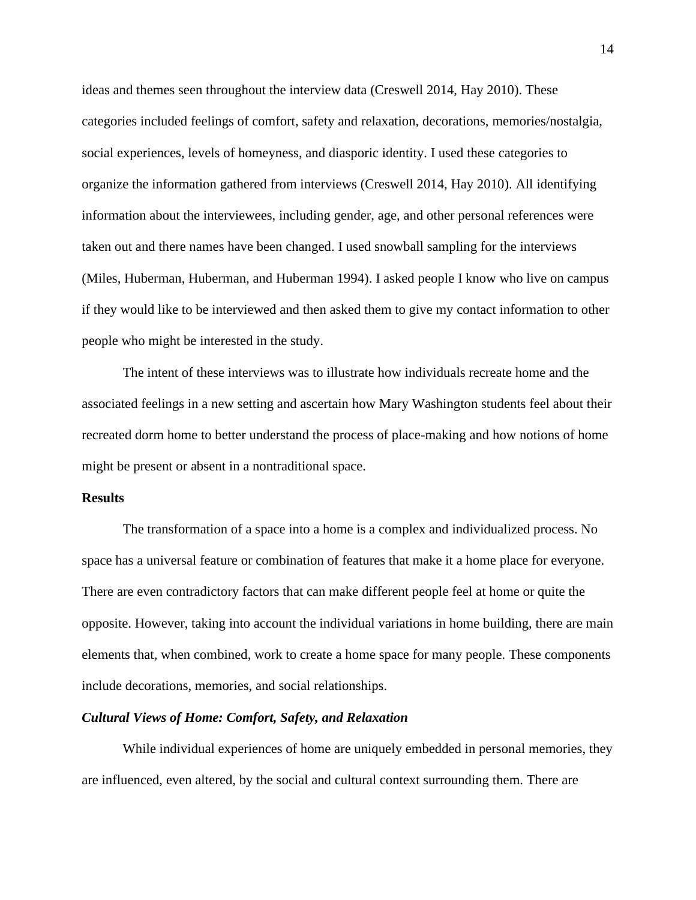ideas and themes seen throughout the interview data (Creswell 2014, Hay 2010). These categories included feelings of comfort, safety and relaxation, decorations, memories/nostalgia, social experiences, levels of homeyness, and diasporic identity. I used these categories to organize the information gathered from interviews (Creswell 2014, Hay 2010). All identifying information about the interviewees, including gender, age, and other personal references were taken out and there names have been changed. I used snowball sampling for the interviews (Miles, Huberman, Huberman, and Huberman 1994). I asked people I know who live on campus if they would like to be interviewed and then asked them to give my contact information to other people who might be interested in the study.

The intent of these interviews was to illustrate how individuals recreate home and the associated feelings in a new setting and ascertain how Mary Washington students feel about their recreated dorm home to better understand the process of place-making and how notions of home might be present or absent in a nontraditional space.

## Results

The transformation of a space into a home is a complex and individualized process. No space has a universal feature or combination of features that make it a home place for everyone. There are even contradictory factors that can make different people feel at home or quite the opposite. However, taking into account the individual variations in home building, there are main elements that, when combined, work to create a home space for many people. These components include decorations, memories, and social relationships.

### *Cultural Views of Home: Comfort, Safety, and Relaxation*

While individual experiences of home are uniquely embedded in personal memories, they are influenced, even altered, by the social and cultural context surrounding them. There are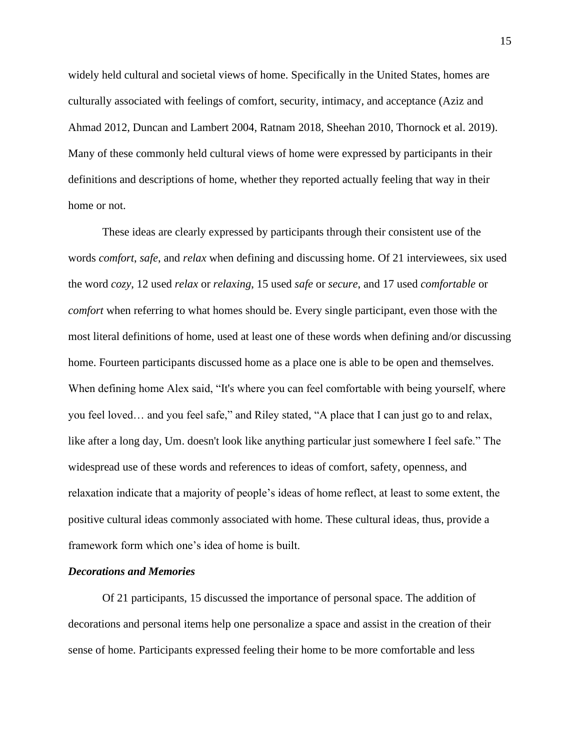widely held cultural and societal views of home. Specifically in the United States, homes are culturally associated with feelings of comfort, security, intimacy, and acceptance (Aziz and Ahmad 2012, Duncan and Lambert 2004, Ratnam 2018, Sheehan 2010, Thornock et al. 2019). Many of these commonly held cultural views of home were expressed by participants in their definitions and descriptions of home, whether they reported actually feeling that way in their home or not.

These ideas are clearly expressed by participants through their consistent use of the words *comfort*, *safe*, and *relax* when defining and discussing home. Of 21 interviewees, six used the word *cozy*, 12 used *relax* or *relaxing*, 15 used *safe* or *secure*, and 17 used *comfortable* or *comfort* when referring to what homes should be. Every single participant, even those with the most literal definitions of home, used at least one of these words when defining and/or discussing home. Fourteen participants discussed home as a place one is able to be open and themselves. When defining home Alex said, "It's where you can feel comfortable with being yourself, where you feel loved… and you feel safe," and Riley stated, "A place that I can just go to and relax, like after a long day, Um. doesn't look like anything particular just somewhere I feel safe." The widespread use of these words and references to ideas of comfort, safety, openness, and relaxation indicate that a majority of people's ideas of home reflect, at least to some extent, the positive cultural ideas commonly associated with home. These cultural ideas, thus, provide a framework form which one's idea of home is built.

### *Decorations and Memories*

Of 21 participants, 15 discussed the importance of personal space. The addition of decorations and personal items help one personalize a space and assist in the creation of their sense of home. Participants expressed feeling their home to be more comfortable and less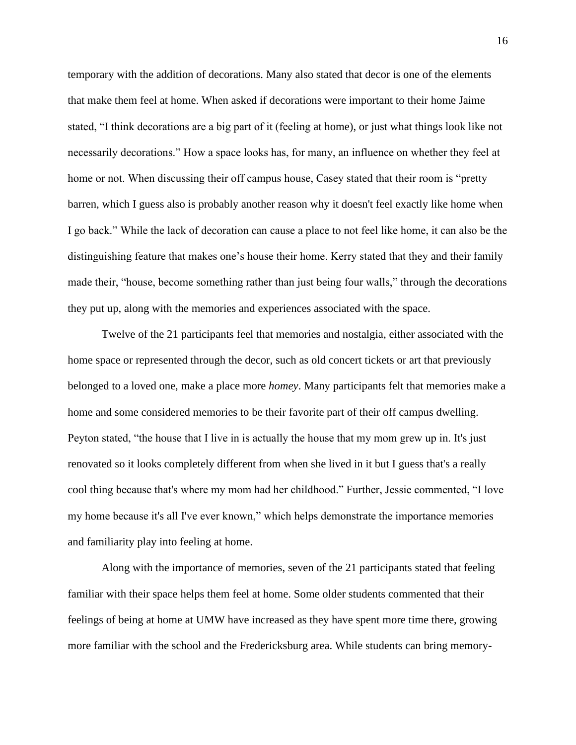temporary with the addition of decorations. Many also stated that decor is one of the elements that make them feel at home. When asked if decorations were important to their home Jaime stated, “I think decorations are a big part of it (feeling at home), or just what things look like not necessarily decorations.” How a space looks has, for many, an influence on whether they feel at home or not. When discussing their off campus house, Casey stated that their room is “pretty barren, which I guess also is probably another reason why it doesn't feel exactly like home when I go back.” While the lack of decoration can cause a place to not feel like home, it can also be the distinguishing feature that makes one’s house their home. Kerry stated that they and their family made their, “house, become something rather than just being four walls,” through the decorations they put up, along with the memories and experiences associated with the space.

Twelve of the 21 participants feel that memories and nostalgia, either associated with the home space or represented through the decor, such as old concert tickets or art that previously belonged to a loved one, make a place more *homey*. Many participants felt that memories make a home and some considered memories to be their favorite part of their off campus dwelling. Peyton stated, “the house that I live in is actually the house that my mom grew up in. It's just renovated so it looks completely different from when she lived in it but I guess that's a really cool thing because that's where my mom had her childhood.” Further, Jessie commented, “I love my home because it's all I've ever known,” which helps demonstrate the importance memories and familiarity play into feeling at home.

Along with the importance of memories, seven of the 21 participants stated that feeling familiar with their space helps them feel at home. Some older students commented that their feelings of being at home at UMW have increased as they have spent more time there, growing more familiar with the school and the Fredericksburg area. While students can bring memory-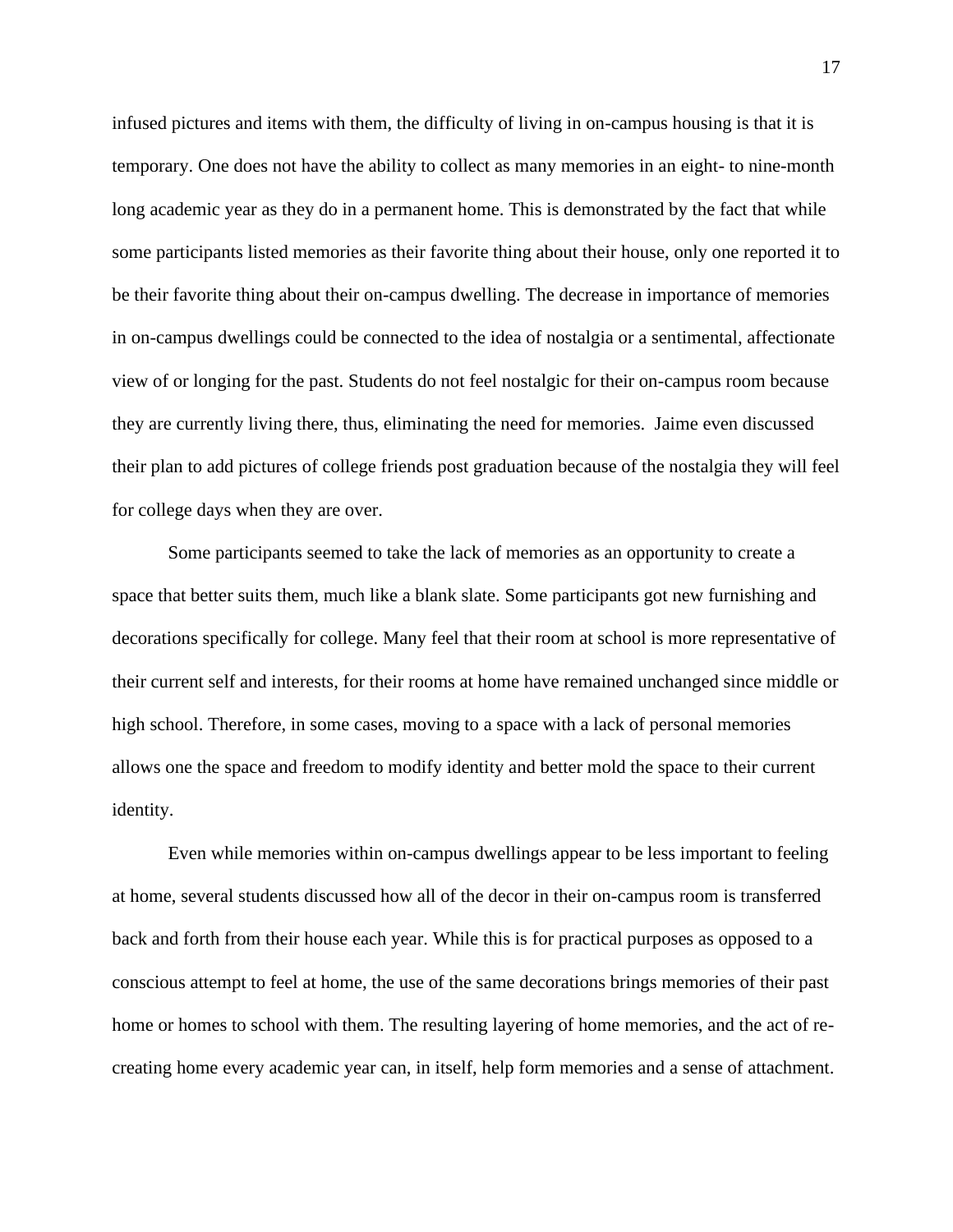infused pictures and items with them, the difficulty of living in on-campus housing is that it is temporary. One does not have the ability to collect as many memories in an eight- to nine-month long academic year as they do in a permanent home. This is demonstrated by the fact that while some participants listed memories as their favorite thing about their house, only one reported it to be their favorite thing about their on-campus dwelling. The decrease in importance of memories in on-campus dwellings could be connected to the idea of nostalgia or a sentimental, affectionate view of or longing for the past. Students do not feel nostalgic for their on-campus room because they are currently living there, thus, eliminating the need for memories. Jaime even discussed their plan to add pictures of college friends post graduation because of the nostalgia they will feel for college days when they are over.

Some participants seemed to take the lack of memories as an opportunity to create a space that better suits them, much like a blank slate. Some participants got new furnishing and decorations specifically for college. Many feel that their room at school is more representative of their current self and interests, for their rooms at home have remained unchanged since middle or high school. Therefore, in some cases, moving to a space with a lack of personal memories allows one the space and freedom to modify identity and better mold the space to their current identity.

Even while memories within on-campus dwellings appear to be less important to feeling at home, several students discussed how all of the decor in their on-campus room is transferred back and forth from their house each year. While this is for practical purposes as opposed to a conscious attempt to feel at home, the use of the same decorations brings memories of their past home or homes to school with them. The resulting layering of home memories, and the act of re-creating home every academic year can, in itself, help form memories and a sense of attachment.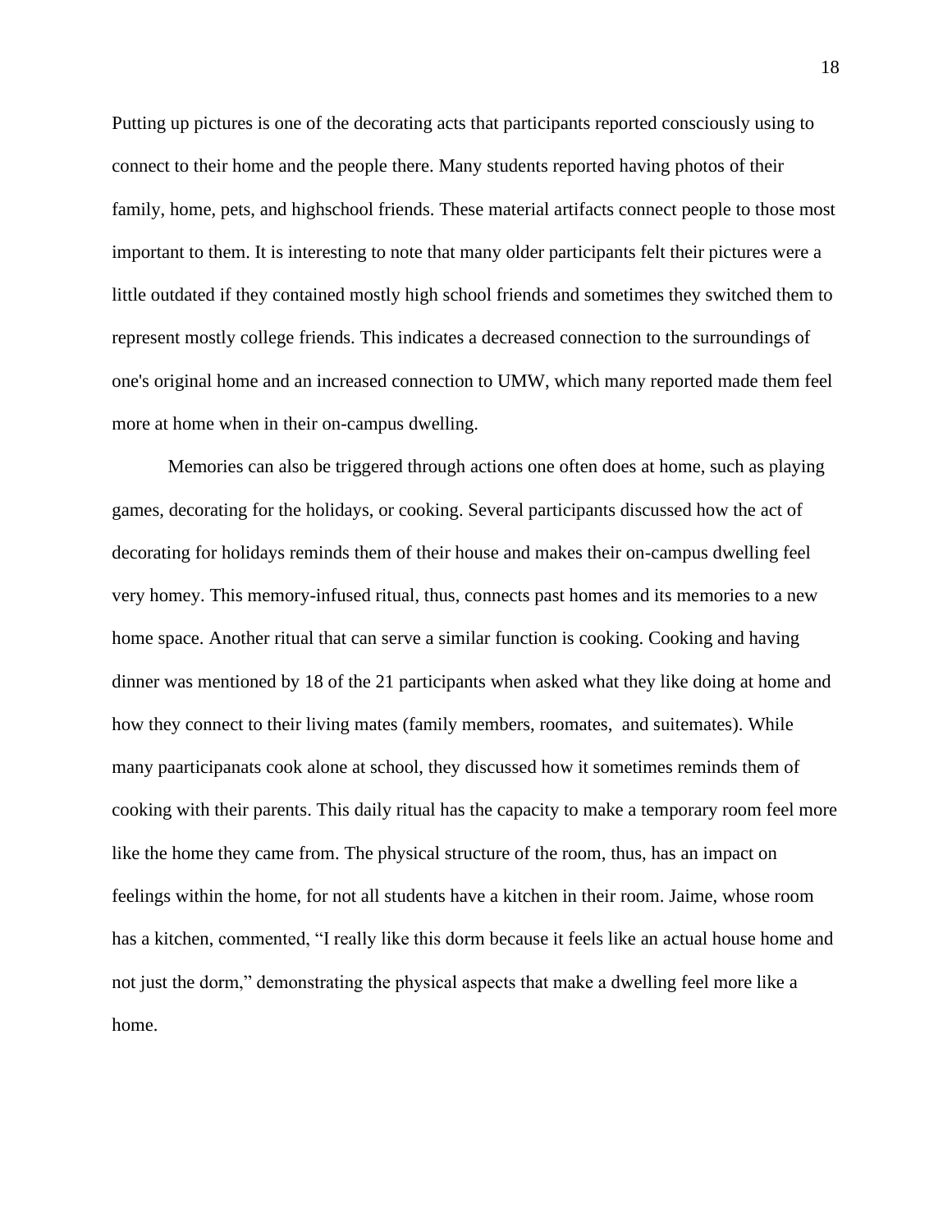Putting up pictures is one of the decorating acts that participants reported consciously using to connect to their home and the people there. Many students reported having photos of their family, home, pets, and highschool friends. These material artifacts connect people to those most important to them. It is interesting to note that many older participants felt their pictures were a little outdated if they contained mostly high school friends and sometimes they switched them to represent mostly college friends. This indicates a decreased connection to the surroundings of one's original home and an increased connection to UMW, which many reported made them feel more at home when in their on-campus dwelling.

Memories can also be triggered through actions one often does at home, such as playing games, decorating for the holidays, or cooking. Several participants discussed how the act of decorating for holidays reminds them of their house and makes their on-campus dwelling feel very homey. This memory-infused ritual, thus, connects past homes and its memories to a new home space. Another ritual that can serve a similar function is cooking. Cooking and having dinner was mentioned by 18 of the 21 participants when asked what they like doing at home and how they connect to their living mates (family members, roomates, and suitemates). While many paarticipanats cook alone at school, they discussed how it sometimes reminds them of cooking with their parents. This daily ritual has the capacity to make a temporary room feel more like the home they came from. The physical structure of the room, thus, has an impact on feelings within the home, for not all students have a kitchen in their room. Jaime, whose room has a kitchen, commented, "I really like this dorm because it feels like an actual house home and not just the dorm," demonstrating the physical aspects that make a dwelling feel more like a home.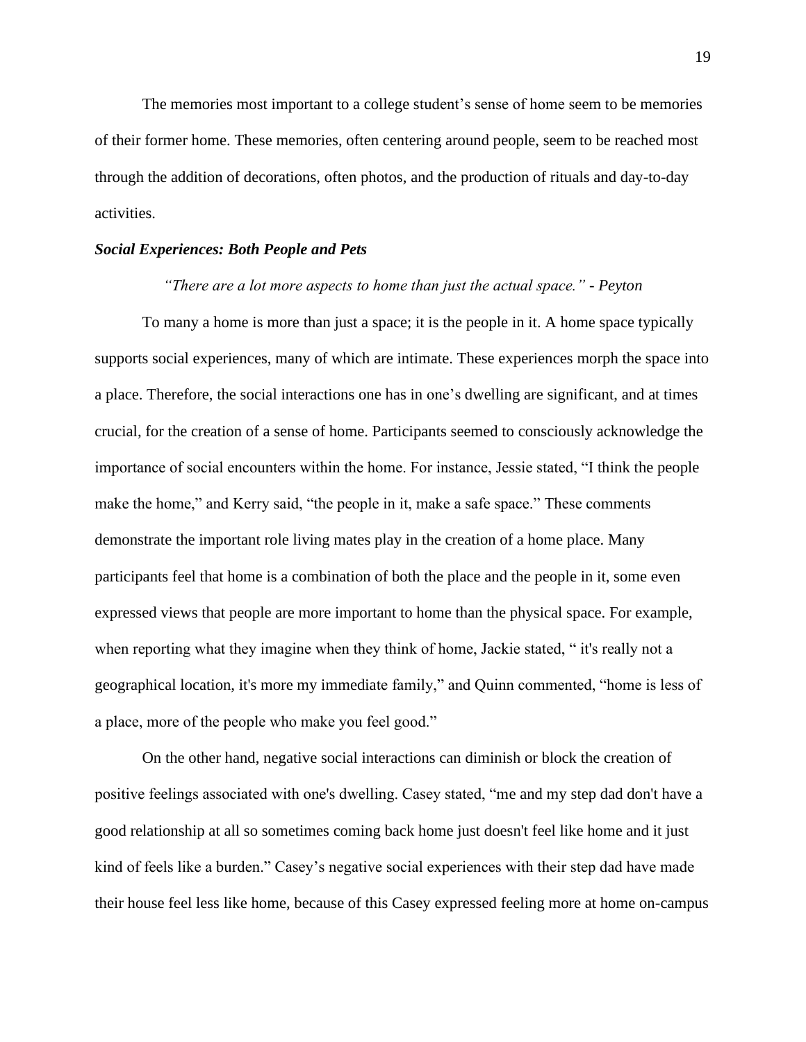The memories most important to a college student's sense of home seem to be memories of their former home. These memories, often centering around people, seem to be reached most through the addition of decorations, often photos, and the production of rituals and day-to-day activities.

### ***Social Experiences: Both People and Pets***

*"There are a lot more aspects to home than just the actual space." - Peyton*

To many a home is more than just a space; it is the people in it. A home space typically supports social experiences, many of which are intimate. These experiences morph the space into a place. Therefore, the social interactions one has in one's dwelling are significant, and at times crucial, for the creation of a sense of home. Participants seemed to consciously acknowledge the importance of social encounters within the home. For instance, Jessie stated, "I think the people make the home," and Kerry said, "the people in it, make a safe space." These comments demonstrate the important role living mates play in the creation of a home place. Many participants feel that home is a combination of both the place and the people in it, some even expressed views that people are more important to home than the physical space. For example, when reporting what they imagine when they think of home, Jackie stated, " it's really not a geographical location, it's more my immediate family," and Quinn commented, "home is less of a place, more of the people who make you feel good."

On the other hand, negative social interactions can diminish or block the creation of positive feelings associated with one's dwelling. Casey stated, "me and my step dad don't have a good relationship at all so sometimes coming back home just doesn't feel like home and it just kind of feels like a burden." Casey's negative social experiences with their step dad have made their house feel less like home, because of this Casey expressed feeling more at home on-campus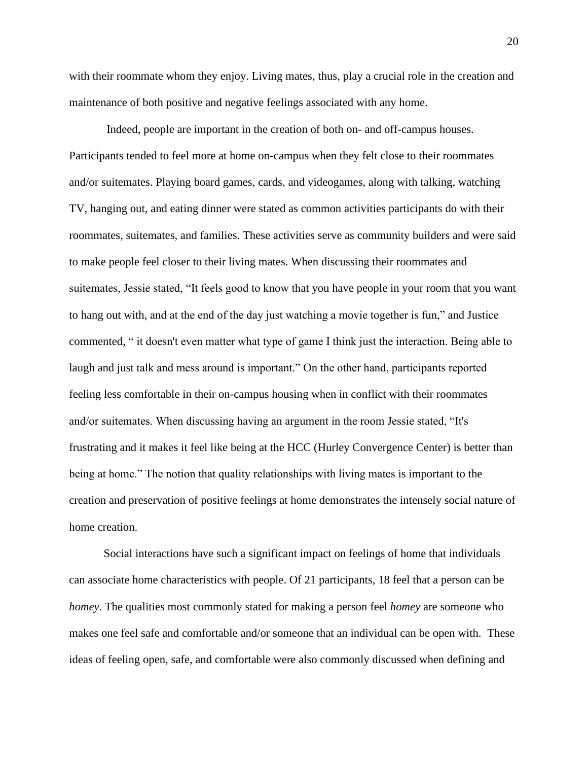with their roommate whom they enjoy. Living mates, thus, play a crucial role in the creation and maintenance of both positive and negative feelings associated with any home.

Indeed, people are important in the creation of both on- and off-campus houses. Participants tended to feel more at home on-campus when they felt close to their roommates and/or suitemates. Playing board games, cards, and videogames, along with talking, watching TV, hanging out, and eating dinner were stated as common activities participants do with their roommates, suitemates, and families. These activities serve as community builders and were said to make people feel closer to their living mates. When discussing their roommates and suitemates, Jessie stated, "It feels good to know that you have people in your room that you want to hang out with, and at the end of the day just watching a movie together is fun," and Justice commented, " it doesn't even matter what type of game I think just the interaction. Being able to laugh and just talk and mess around is important." On the other hand, participants reported feeling less comfortable in their on-campus housing when in conflict with their roommates and/or suitemates. When discussing having an argument in the room Jessie stated, "It's frustrating and it makes it feel like being at the HCC (Hurley Convergence Center) is better than being at home." The notion that quality relationships with living mates is important to the creation and preservation of positive feelings at home demonstrates the intensely social nature of home creation.

Social interactions have such a significant impact on feelings of home that individuals can associate home characteristics with people. Of 21 participants, 18 feel that a person can be *homey*. The qualities most commonly stated for making a person feel *homey* are someone who makes one feel safe and comfortable and/or someone that an individual can be open with. These ideas of feeling open, safe, and comfortable were also commonly discussed when defining and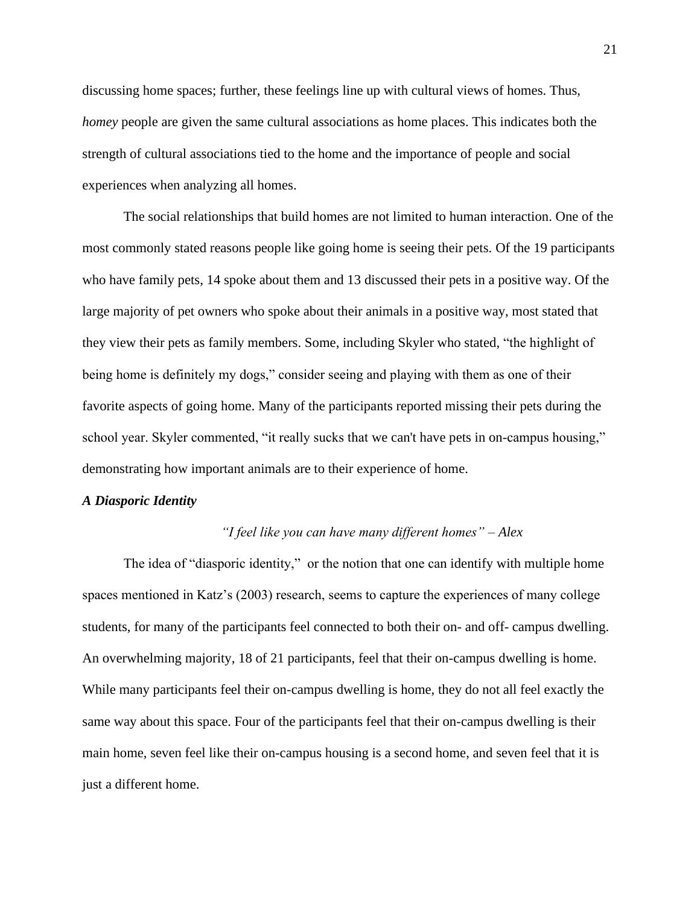discussing home spaces; further, these feelings line up with cultural views of homes. Thus, *homey* people are given the same cultural associations as home places. This indicates both the strength of cultural associations tied to the home and the importance of people and social experiences when analyzing all homes.

The social relationships that build homes are not limited to human interaction. One of the most commonly stated reasons people like going home is seeing their pets. Of the 19 participants who have family pets, 14 spoke about them and 13 discussed their pets in a positive way. Of the large majority of pet owners who spoke about their animals in a positive way, most stated that they view their pets as family members. Some, including Skyler who stated, "the highlight of being home is definitely my dogs," consider seeing and playing with them as one of their favorite aspects of going home. Many of the participants reported missing their pets during the school year. Skyler commented, "it really sucks that we can't have pets in on-campus housing," demonstrating how important animals are to their experience of home.

### *A Diasporic Identity*

*"I feel like you can have many different homes" – Alex*

The idea of "diasporic identity," or the notion that one can identify with multiple home spaces mentioned in Katz's (2003) research, seems to capture the experiences of many college students, for many of the participants feel connected to both their on- and off- campus dwelling. An overwhelming majority, 18 of 21 participants, feel that their on-campus dwelling is home. While many participants feel their on-campus dwelling is home, they do not all feel exactly the same way about this space. Four of the participants feel that their on-campus dwelling is their main home, seven feel like their on-campus housing is a second home, and seven feel that it is just a different home.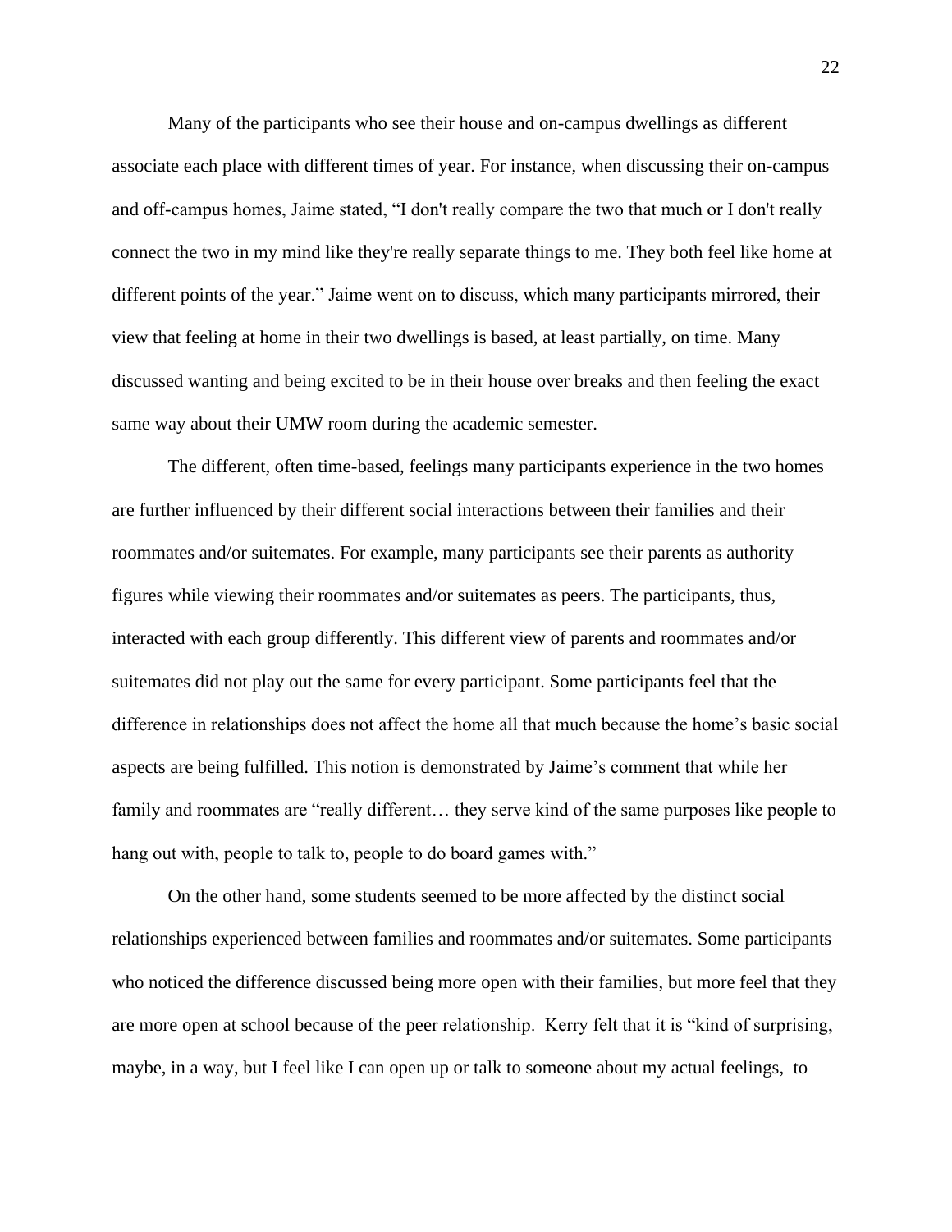Many of the participants who see their house and on-campus dwellings as different associate each place with different times of year. For instance, when discussing their on-campus and off-campus homes, Jaime stated, “I don't really compare the two that much or I don't really connect the two in my mind like they're really separate things to me. They both feel like home at different points of the year.” Jaime went on to discuss, which many participants mirrored, their view that feeling at home in their two dwellings is based, at least partially, on time. Many discussed wanting and being excited to be in their house over breaks and then feeling the exact same way about their UMW room during the academic semester.

The different, often time-based, feelings many participants experience in the two homes are further influenced by their different social interactions between their families and their roommates and/or suitemates. For example, many participants see their parents as authority figures while viewing their roommates and/or suitemates as peers. The participants, thus, interacted with each group differently. This different view of parents and roommates and/or suitemates did not play out the same for every participant. Some participants feel that the difference in relationships does not affect the home all that much because the home’s basic social aspects are being fulfilled. This notion is demonstrated by Jaime’s comment that while her family and roommates are “really different… they serve kind of the same purposes like people to hang out with, people to talk to, people to do board games with.”

On the other hand, some students seemed to be more affected by the distinct social relationships experienced between families and roommates and/or suitemates. Some participants who noticed the difference discussed being more open with their families, but more feel that they are more open at school because of the peer relationship. Kerry felt that it is “kind of surprising, maybe, in a way, but I feel like I can open up or talk to someone about my actual feelings, to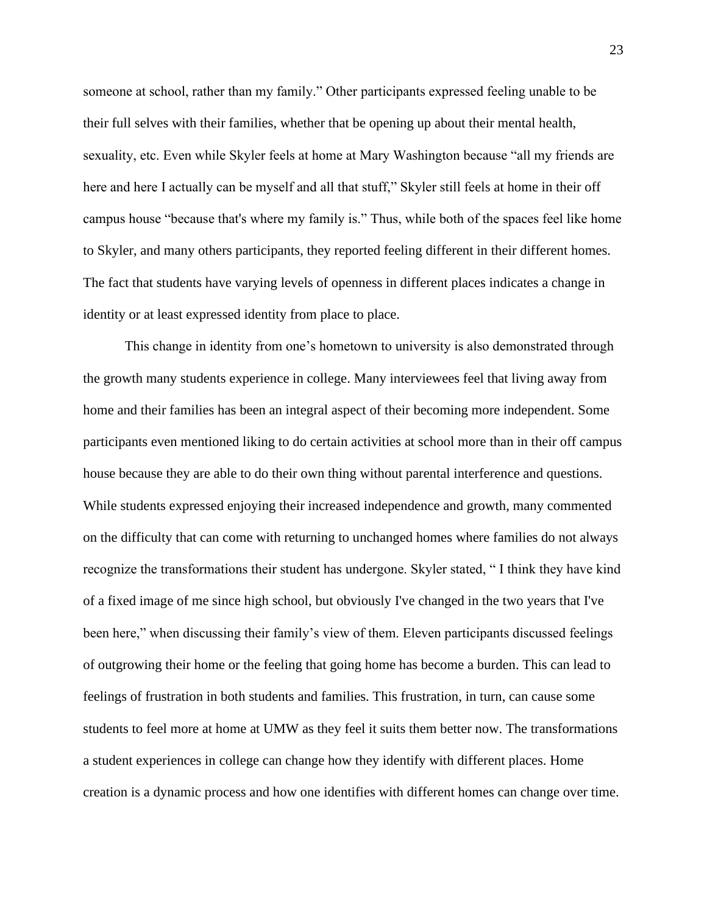someone at school, rather than my family." Other participants expressed feeling unable to be their full selves with their families, whether that be opening up about their mental health, sexuality, etc. Even while Skyler feels at home at Mary Washington because "all my friends are here and here I actually can be myself and all that stuff," Skyler still feels at home in their off campus house "because that's where my family is." Thus, while both of the spaces feel like home to Skyler, and many others participants, they reported feeling different in their different homes. The fact that students have varying levels of openness in different places indicates a change in identity or at least expressed identity from place to place.

This change in identity from one's hometown to university is also demonstrated through the growth many students experience in college. Many interviewees feel that living away from home and their families has been an integral aspect of their becoming more independent. Some participants even mentioned liking to do certain activities at school more than in their off campus house because they are able to do their own thing without parental interference and questions. While students expressed enjoying their increased independence and growth, many commented on the difficulty that can come with returning to unchanged homes where families do not always recognize the transformations their student has undergone. Skyler stated, " I think they have kind of a fixed image of me since high school, but obviously I've changed in the two years that I've been here," when discussing their family's view of them. Eleven participants discussed feelings of outgrowing their home or the feeling that going home has become a burden. This can lead to feelings of frustration in both students and families. This frustration, in turn, can cause some students to feel more at home at UMW as they feel it suits them better now. The transformations a student experiences in college can change how they identify with different places. Home creation is a dynamic process and how one identifies with different homes can change over time.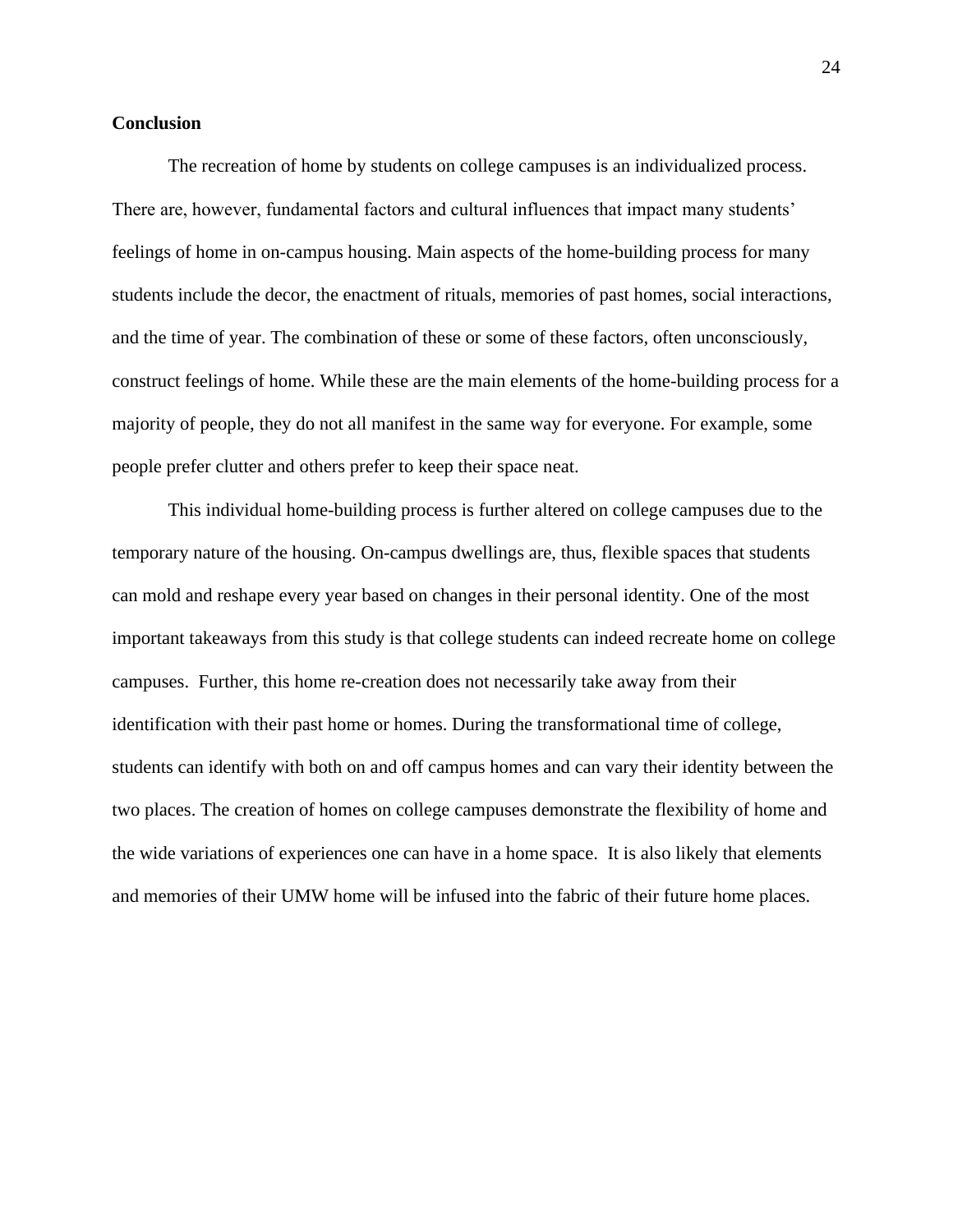**Conclusion**

The recreation of home by students on college campuses is an individualized process. There are, however, fundamental factors and cultural influences that impact many students' feelings of home in on-campus housing. Main aspects of the home-building process for many students include the decor, the enactment of rituals, memories of past homes, social interactions, and the time of year. The combination of these or some of these factors, often unconsciously, construct feelings of home. While these are the main elements of the home-building process for a majority of people, they do not all manifest in the same way for everyone. For example, some people prefer clutter and others prefer to keep their space neat.

This individual home-building process is further altered on college campuses due to the temporary nature of the housing. On-campus dwellings are, thus, flexible spaces that students can mold and reshape every year based on changes in their personal identity. One of the most important takeaways from this study is that college students can indeed recreate home on college campuses. Further, this home re-creation does not necessarily take away from their identification with their past home or homes. During the transformational time of college, students can identify with both on and off campus homes and can vary their identity between the two places. The creation of homes on college campuses demonstrate the flexibility of home and the wide variations of experiences one can have in a home space. It is also likely that elements and memories of their UMW home will be infused into the fabric of their future home places.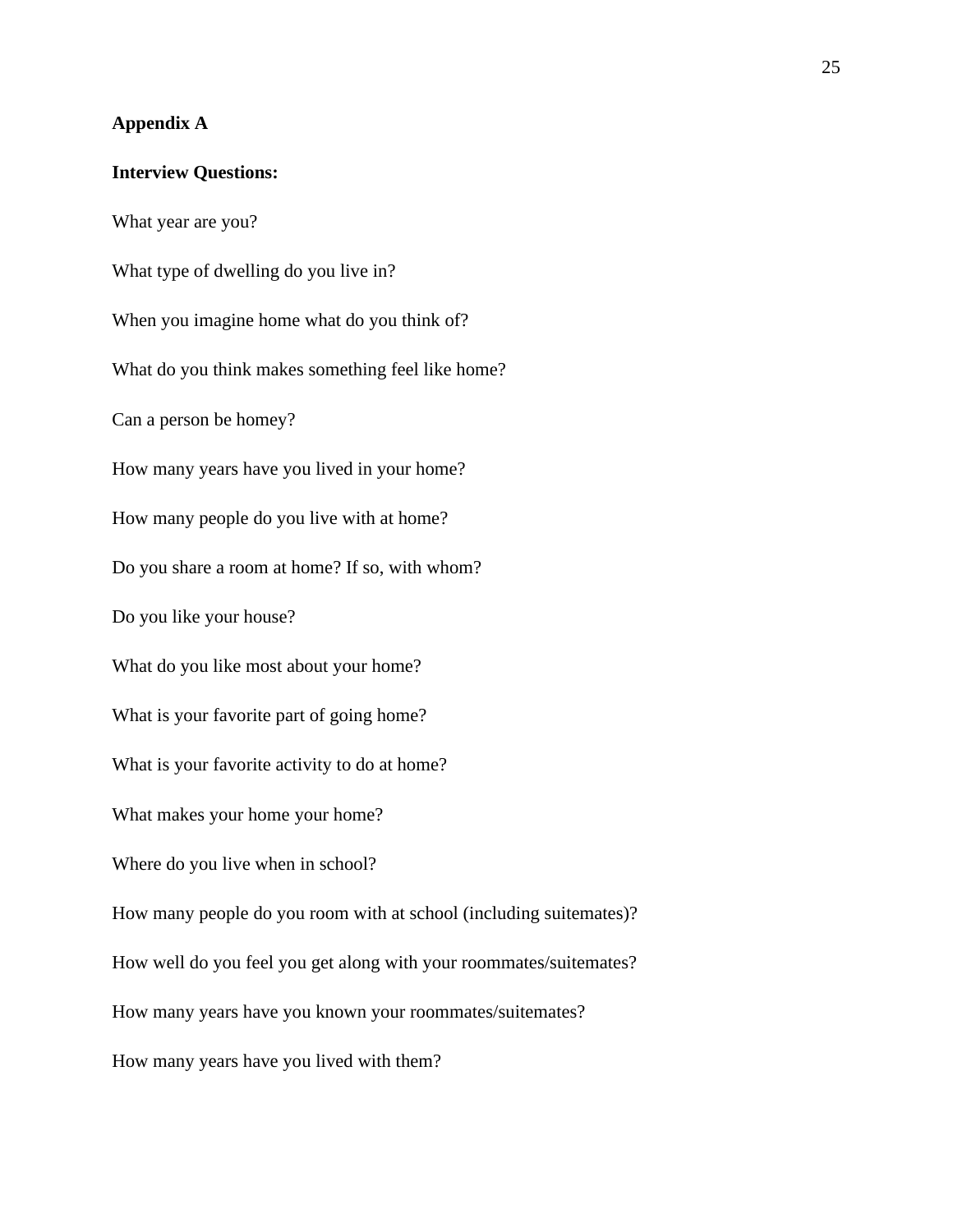**Appendix A**

**Interview Questions:**

What year are you?

What type of dwelling do you live in?

When you imagine home what do you think of?

What do you think makes something feel like home?

Can a person be homey?

How many years have you lived in your home?

How many people do you live with at home?

Do you share a room at home? If so, with whom?

Do you like your house?

What do you like most about your home?

What is your favorite part of going home?

What is your favorite activity to do at home?

What makes your home your home?

Where do you live when in school?

How many people do you room with at school (including suitemates)?

How well do you feel you get along with your roommates/suitemates?

How many years have you known your roommates/suitemates?

How many years have you lived with them?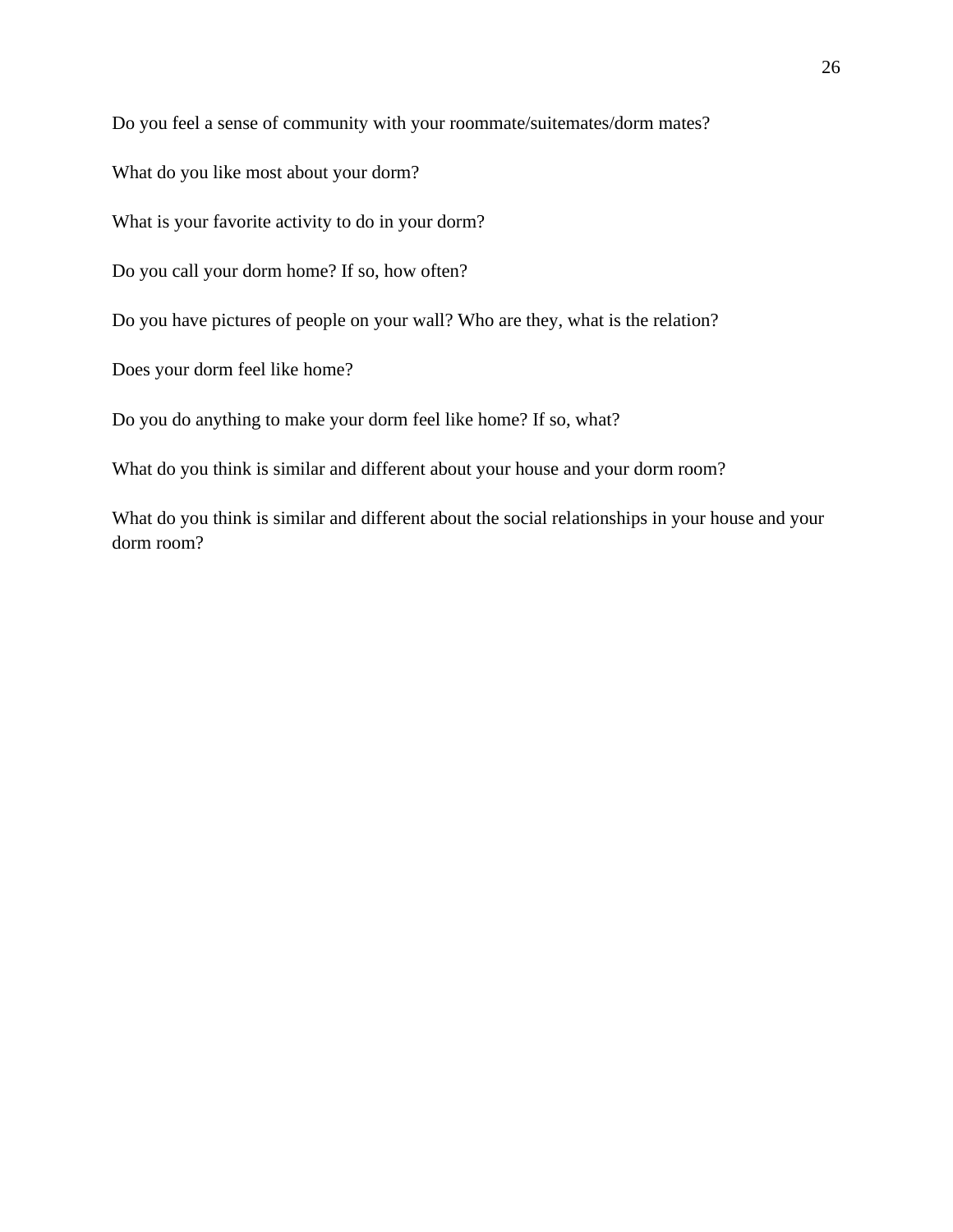Do you feel a sense of community with your roommate/suitemates/dorm mates?

What do you like most about your dorm?

What is your favorite activity to do in your dorm?

Do you call your dorm home? If so, how often?

Do you have pictures of people on your wall? Who are they, what is the relation?

Does your dorm feel like home?

Do you do anything to make your dorm feel like home? If so, what?

What do you think is similar and different about your house and your dorm room?

What do you think is similar and different about the social relationships in your house and your dorm room?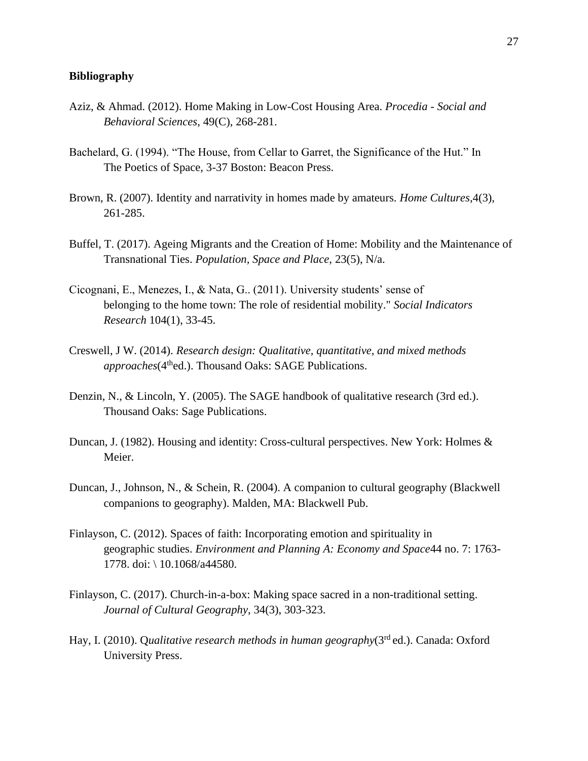**Bibliography**

Aziz, & Ahmad. (2012). Home Making in Low-Cost Housing Area. *Procedia - Social and Behavioral Sciences*, 49(C), 268-281.

Bachelard, G. (1994). "The House, from Cellar to Garret, the Significance of the Hut." In The Poetics of Space, 3-37 Boston: Beacon Press.

Brown, R. (2007). Identity and narrativity in homes made by amateurs. *Home Cultures*,4(3), 261-285.

Buffel, T. (2017). Ageing Migrants and the Creation of Home: Mobility and the Maintenance of Transnational Ties. *Population, Space and Place*, 23(5), N/a.

Cicognani, E., Menezes, I., & Nata, G.. (2011). University students' sense of belonging to the home town: The role of residential mobility." *Social Indicators Research* 104(1), 33-45.

Creswell, J W. (2014). *Research design: Qualitative, quantitative, and mixed methods approaches*(4th ed.). Thousand Oaks: SAGE Publications.

Denzin, N., & Lincoln, Y. (2005). The SAGE handbook of qualitative research (3rd ed.). Thousand Oaks: Sage Publications.

Duncan, J. (1982). Housing and identity: Cross-cultural perspectives. New York: Holmes & Meier.

Duncan, J., Johnson, N., & Schein, R. (2004). A companion to cultural geography (Blackwell companions to geography). Malden, MA: Blackwell Pub.

Finlayson, C. (2012). Spaces of faith: Incorporating emotion and spirituality in geographic studies. *Environment and Planning A: Economy and Space*44 no. 7: 1763-1778. doi: \ 10.1068/a44580.

Finlayson, C. (2017). Church-in-a-box: Making space sacred in a non-traditional setting. *Journal of Cultural Geography*, 34(3), 303-323.

Hay, I. (2010). Q*ualitative research methods in human geography*(3rd ed.). Canada: Oxford University Press.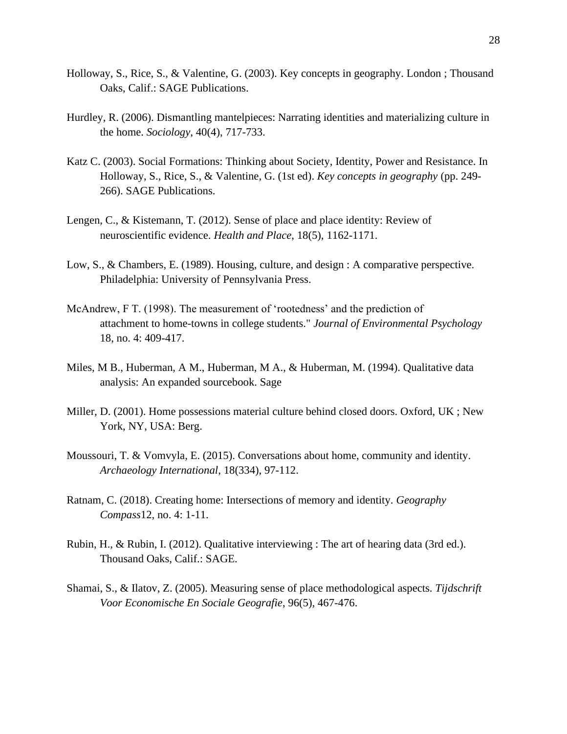Holloway, S., Rice, S., & Valentine, G. (2003). Key concepts in geography. London ; Thousand Oaks, Calif.: SAGE Publications.

Hurdley, R. (2006). Dismantling mantelpieces: Narrating identities and materializing culture in the home. *Sociology*, 40(4), 717-733.

Katz C. (2003). Social Formations: Thinking about Society, Identity, Power and Resistance. In Holloway, S., Rice, S., & Valentine, G. (1st ed). *Key concepts in geography* (pp. 249-266). SAGE Publications.

Lengen, C., & Kistemann, T. (2012). Sense of place and place identity: Review of neuroscientific evidence. *Health and Place*, 18(5), 1162-1171.

Low, S., & Chambers, E. (1989). Housing, culture, and design : A comparative perspective. Philadelphia: University of Pennsylvania Press.

McAndrew, F T. (1998). The measurement of 'rootedness' and the prediction of attachment to home-towns in college students." *Journal of Environmental Psychology* 18, no. 4: 409-417.

Miles, M B., Huberman, A M., Huberman, M A., & Huberman, M. (1994). Qualitative data analysis: An expanded sourcebook. Sage

Miller, D. (2001). Home possessions material culture behind closed doors. Oxford, UK ; New York, NY, USA: Berg.

Moussouri, T. & Vomvyla, E. (2015). Conversations about home, community and identity. *Archaeology International*, 18(334), 97-112.

Ratnam, C. (2018). Creating home: Intersections of memory and identity. *Geography Compass*12, no. 4: 1-11.

Rubin, H., & Rubin, I. (2012). Qualitative interviewing : The art of hearing data (3rd ed.). Thousand Oaks, Calif.: SAGE.

Shamai, S., & Ilatov, Z. (2005). Measuring sense of place methodological aspects. *Tijdschrift Voor Economische En Sociale Geografie*, 96(5), 467-476.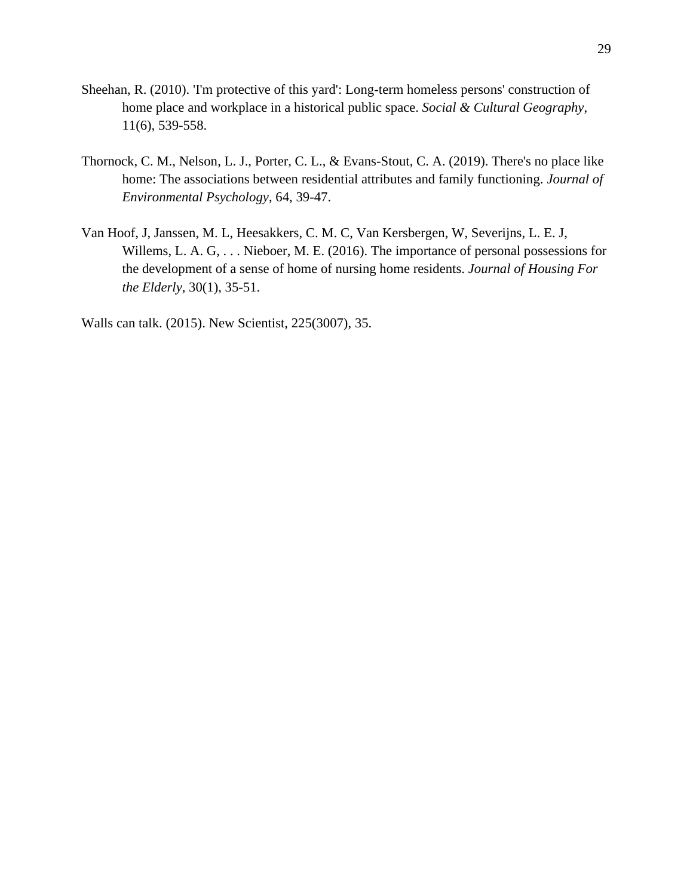Sheehan, R. (2010). 'I'm protective of this yard': Long-term homeless persons' construction of home place and workplace in a historical public space. *Social & Cultural Geography*, 11(6), 539-558.

Thornock, C. M., Nelson, L. J., Porter, C. L., & Evans-Stout, C. A. (2019). There's no place like home: The associations between residential attributes and family functioning. *Journal of Environmental Psychology*, 64, 39-47.

Van Hoof, J, Janssen, M. L, Heesakkers, C. M. C, Van Kersbergen, W, Severijns, L. E. J, Willems, L. A. G, . . . Nieboer, M. E. (2016). The importance of personal possessions for the development of a sense of home of nursing home residents. *Journal of Housing For the Elderly*, 30(1), 35-51.

Walls can talk. (2015). New Scientist, 225(3007), 35.